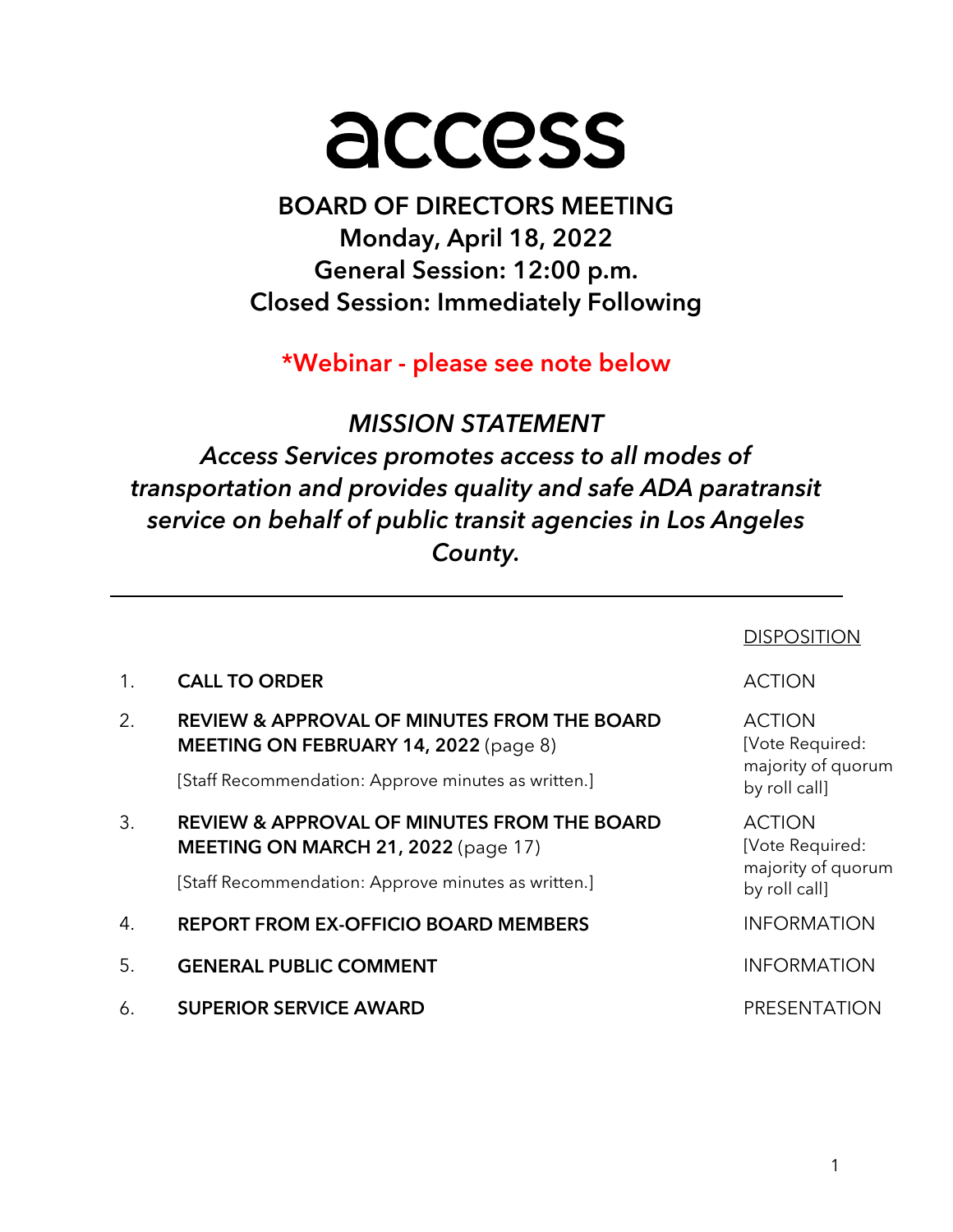# access

## BOARD OF DIRECTORS MEETING
## Monday, April 18, 2022
## General Session: 12:00 p.m.
## Closed Session: Immediately Following

**\*Webinar - please see note below**

***MISSION STATEMENT***

***Access Services promotes access to all modes of transportation and provides quality and safe ADA paratransit service on behalf of public transit agencies in Los Angeles County.***

---

| | | DISPOSITION |
|---|---|---|
| 1. | **CALL TO ORDER** | ACTION |
| 2. | **REVIEW & APPROVAL OF MINUTES FROM THE BOARD MEETING ON FEBRUARY 14, 2022** (page 8)<br><br>[Staff Recommendation: Approve minutes as written.] | ACTION<br>[Vote Required: majority of quorum by roll call] |
| 3. | **REVIEW & APPROVAL OF MINUTES FROM THE BOARD MEETING ON MARCH 21, 2022** (page 17)<br><br>[Staff Recommendation: Approve minutes as written.] | ACTION<br>[Vote Required: majority of quorum by roll call] |
| 4. | **REPORT FROM EX-OFFICIO BOARD MEMBERS** | INFORMATION |
| 5. | **GENERAL PUBLIC COMMENT** | INFORMATION |
| 6. | **SUPERIOR SERVICE AWARD** | PRESENTATION |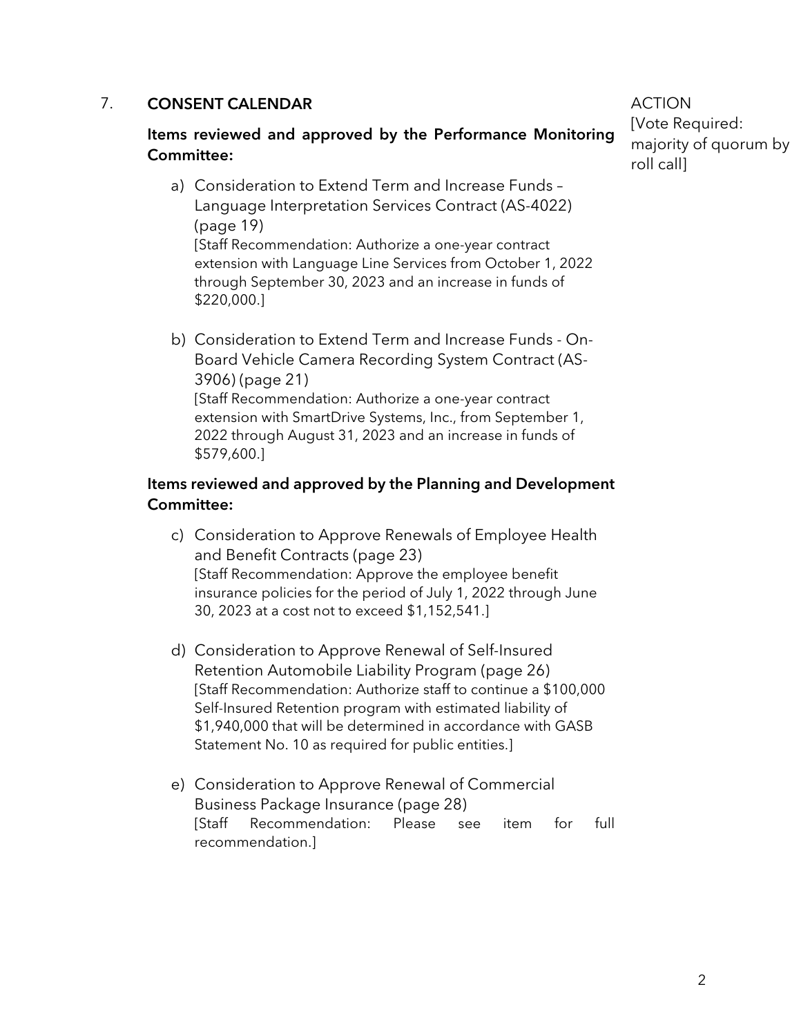## 7. CONSENT CALENDAR

ACTION
[Vote Required: majority of quorum by roll call]

**Items reviewed and approved by the Performance Monitoring Committee:**

a) Consideration to Extend Term and Increase Funds – Language Interpretation Services Contract (AS-4022) (page 19)
[Staff Recommendation: Authorize a one-year contract extension with Language Line Services from October 1, 2022 through September 30, 2023 and an increase in funds of $220,000.]

b) Consideration to Extend Term and Increase Funds - On-Board Vehicle Camera Recording System Contract (AS-3906) (page 21)
[Staff Recommendation: Authorize a one-year contract extension with SmartDrive Systems, Inc., from September 1, 2022 through August 31, 2023 and an increase in funds of $579,600.]

**Items reviewed and approved by the Planning and Development Committee:**

c) Consideration to Approve Renewals of Employee Health and Benefit Contracts (page 23)
[Staff Recommendation: Approve the employee benefit insurance policies for the period of July 1, 2022 through June 30, 2023 at a cost not to exceed $1,152,541.]

d) Consideration to Approve Renewal of Self-Insured Retention Automobile Liability Program (page 26)
[Staff Recommendation: Authorize staff to continue a $100,000 Self-Insured Retention program with estimated liability of $1,940,000 that will be determined in accordance with GASB Statement No. 10 as required for public entities.]

e) Consideration to Approve Renewal of Commercial Business Package Insurance (page 28)
[Staff Recommendation: Please see item for full recommendation.]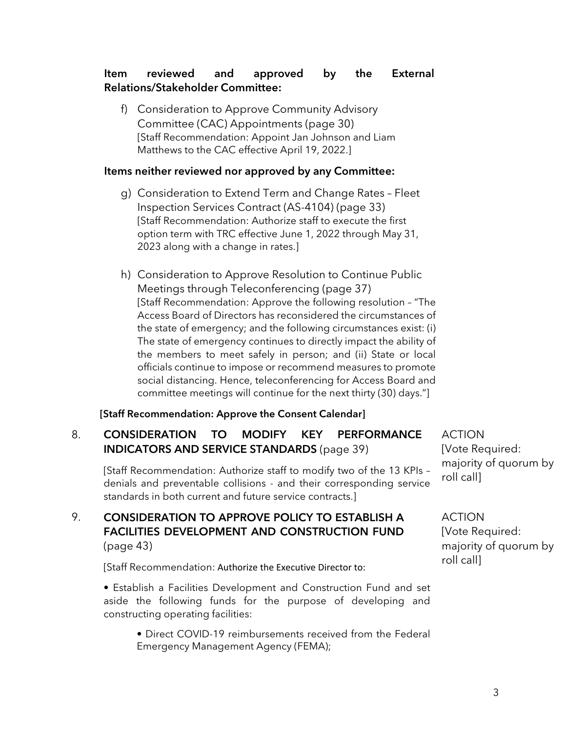**Item reviewed and approved by the External Relations/Stakeholder Committee:**

f) Consideration to Approve Community Advisory Committee (CAC) Appointments (page 30)
[Staff Recommendation: Appoint Jan Johnson and Liam Matthews to the CAC effective April 19, 2022.]

**Items neither reviewed nor approved by any Committee:**

g) Consideration to Extend Term and Change Rates – Fleet Inspection Services Contract (AS-4104) (page 33)
[Staff Recommendation: Authorize staff to execute the first option term with TRC effective June 1, 2022 through May 31, 2023 along with a change in rates.]

h) Consideration to Approve Resolution to Continue Public Meetings through Teleconferencing (page 37)
[Staff Recommendation: Approve the following resolution – "The Access Board of Directors has reconsidered the circumstances of the state of emergency; and the following circumstances exist: (i) The state of emergency continues to directly impact the ability of the members to meet safely in person; and (ii) State or local officials continue to impose or recommend measures to promote social distancing. Hence, teleconferencing for Access Board and committee meetings will continue for the next thirty (30) days."]

**[Staff Recommendation: Approve the Consent Calendar]**

8. **CONSIDERATION TO MODIFY KEY PERFORMANCE INDICATORS AND SERVICE STANDARDS** (page 39)

ACTION
[Vote Required: majority of quorum by roll call]

[Staff Recommendation: Authorize staff to modify two of the 13 KPIs – denials and preventable collisions - and their corresponding service standards in both current and future service contracts.]

9. **CONSIDERATION TO APPROVE POLICY TO ESTABLISH A FACILITIES DEVELOPMENT AND CONSTRUCTION FUND** (page 43)

ACTION
[Vote Required: majority of quorum by roll call]

[Staff Recommendation: Authorize the Executive Director to:

- Establish a Facilities Development and Construction Fund and set aside the following funds for the purpose of developing and constructing operating facilities:
  - Direct COVID-19 reimbursements received from the Federal Emergency Management Agency (FEMA);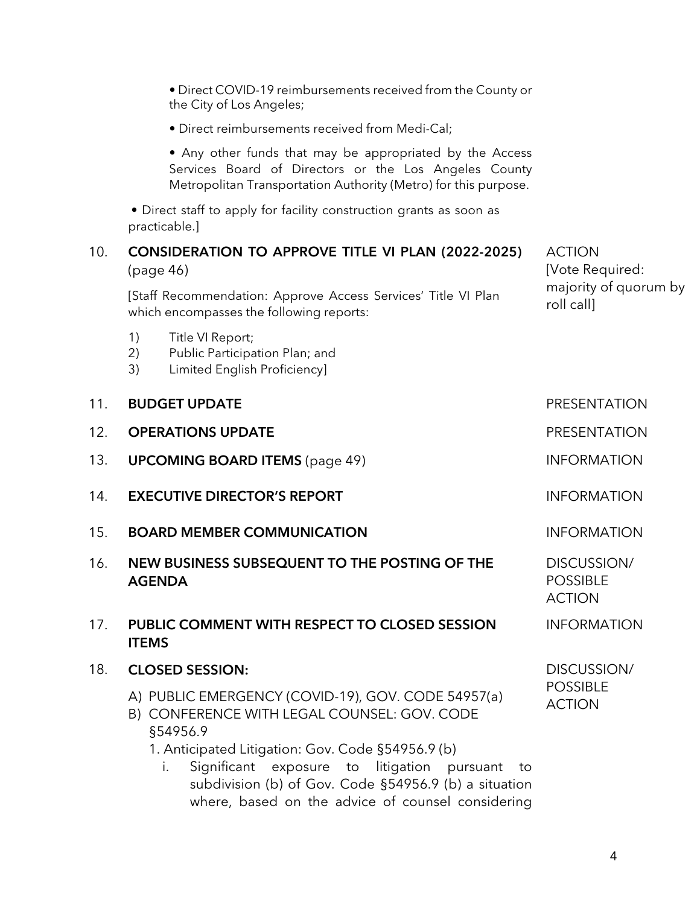• Direct COVID-19 reimbursements received from the County or the City of Los Angeles;

• Direct reimbursements received from Medi-Cal;

• Any other funds that may be appropriated by the Access Services Board of Directors or the Los Angeles County Metropolitan Transportation Authority (Metro) for this purpose.

• Direct staff to apply for facility construction grants as soon as practicable.]

10. **CONSIDERATION TO APPROVE TITLE VI PLAN (2022-2025)** (page 46) — ACTION [Vote Required: majority of quorum by roll call]

    [Staff Recommendation: Approve Access Services' Title VI Plan which encompasses the following reports:

    1) Title VI Report;
    2) Public Participation Plan; and
    3) Limited English Proficiency]

11. **BUDGET UPDATE** — PRESENTATION

12. **OPERATIONS UPDATE** — PRESENTATION

13. **UPCOMING BOARD ITEMS** (page 49) — INFORMATION

14. **EXECUTIVE DIRECTOR'S REPORT** — INFORMATION

15. **BOARD MEMBER COMMUNICATION** — INFORMATION

16. **NEW BUSINESS SUBSEQUENT TO THE POSTING OF THE AGENDA** — DISCUSSION/ POSSIBLE ACTION

17. **PUBLIC COMMENT WITH RESPECT TO CLOSED SESSION ITEMS** — INFORMATION

18. **CLOSED SESSION:** — DISCUSSION/ POSSIBLE ACTION

    A) PUBLIC EMERGENCY (COVID-19), GOV. CODE 54957(a)

    B) CONFERENCE WITH LEGAL COUNSEL: GOV. CODE §54956.9

       1. Anticipated Litigation: Gov. Code §54956.9 (b)

          i. Significant exposure to litigation pursuant to subdivision (b) of Gov. Code §54956.9 (b) a situation where, based on the advice of counsel considering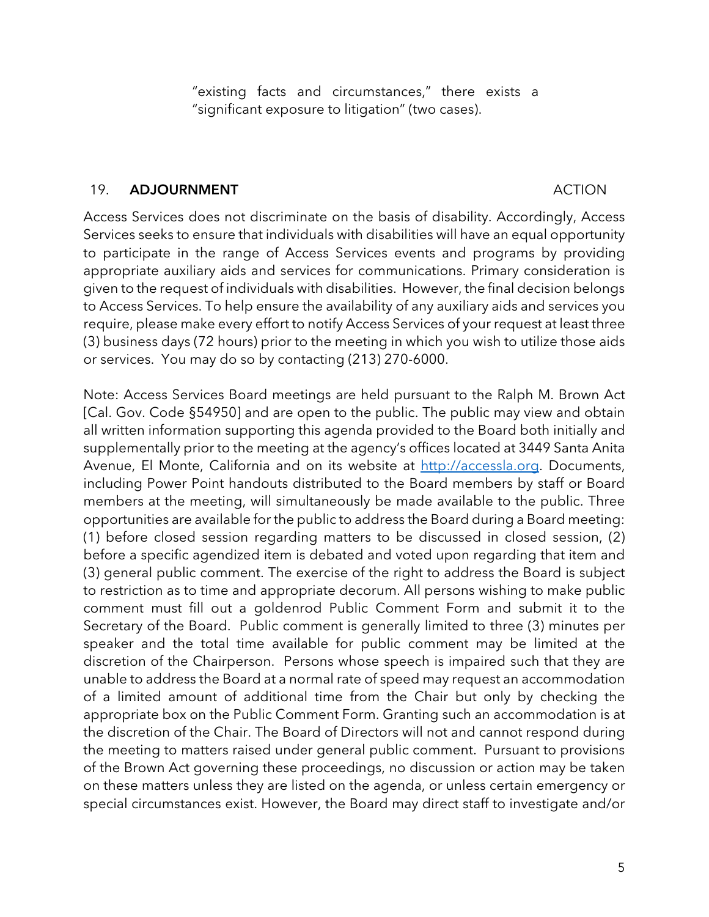"existing facts and circumstances," there exists a "significant exposure to litigation" (two cases).

19. **ADJOURNMENT** ACTION

Access Services does not discriminate on the basis of disability. Accordingly, Access Services seeks to ensure that individuals with disabilities will have an equal opportunity to participate in the range of Access Services events and programs by providing appropriate auxiliary aids and services for communications. Primary consideration is given to the request of individuals with disabilities. However, the final decision belongs to Access Services. To help ensure the availability of any auxiliary aids and services you require, please make every effort to notify Access Services of your request at least three (3) business days (72 hours) prior to the meeting in which you wish to utilize those aids or services. You may do so by contacting (213) 270-6000.

Note: Access Services Board meetings are held pursuant to the Ralph M. Brown Act [Cal. Gov. Code §54950] and are open to the public. The public may view and obtain all written information supporting this agenda provided to the Board both initially and supplementally prior to the meeting at the agency's offices located at 3449 Santa Anita Avenue, El Monte, California and on its website at [http://accessla.org](http://accessla.org). Documents, including Power Point handouts distributed to the Board members by staff or Board members at the meeting, will simultaneously be made available to the public. Three opportunities are available for the public to address the Board during a Board meeting: (1) before closed session regarding matters to be discussed in closed session, (2) before a specific agendized item is debated and voted upon regarding that item and (3) general public comment. The exercise of the right to address the Board is subject to restriction as to time and appropriate decorum. All persons wishing to make public comment must fill out a goldenrod Public Comment Form and submit it to the Secretary of the Board. Public comment is generally limited to three (3) minutes per speaker and the total time available for public comment may be limited at the discretion of the Chairperson. Persons whose speech is impaired such that they are unable to address the Board at a normal rate of speed may request an accommodation of a limited amount of additional time from the Chair but only by checking the appropriate box on the Public Comment Form. Granting such an accommodation is at the discretion of the Chair. The Board of Directors will not and cannot respond during the meeting to matters raised under general public comment. Pursuant to provisions of the Brown Act governing these proceedings, no discussion or action may be taken on these matters unless they are listed on the agenda, or unless certain emergency or special circumstances exist. However, the Board may direct staff to investigate and/or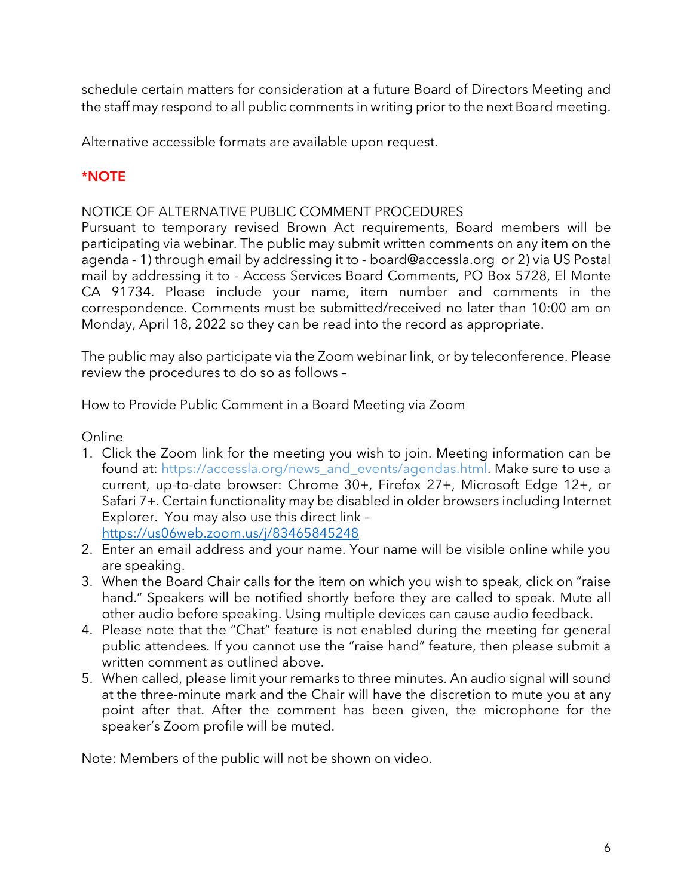schedule certain matters for consideration at a future Board of Directors Meeting and the staff may respond to all public comments in writing prior to the next Board meeting.

Alternative accessible formats are available upon request.

**\*NOTE**

NOTICE OF ALTERNATIVE PUBLIC COMMENT PROCEDURES
Pursuant to temporary revised Brown Act requirements, Board members will be participating via webinar. The public may submit written comments on any item on the agenda - 1) through email by addressing it to - board@accessla.org or 2) via US Postal mail by addressing it to - Access Services Board Comments, PO Box 5728, El Monte CA 91734. Please include your name, item number and comments in the correspondence. Comments must be submitted/received no later than 10:00 am on Monday, April 18, 2022 so they can be read into the record as appropriate.

The public may also participate via the Zoom webinar link, or by teleconference. Please review the procedures to do so as follows –

How to Provide Public Comment in a Board Meeting via Zoom

Online

1. Click the Zoom link for the meeting you wish to join. Meeting information can be found at: https://accessla.org/news_and_events/agendas.html. Make sure to use a current, up-to-date browser: Chrome 30+, Firefox 27+, Microsoft Edge 12+, or Safari 7+. Certain functionality may be disabled in older browsers including Internet Explorer. You may also use this direct link – https://us06web.zoom.us/j/83465845248
2. Enter an email address and your name. Your name will be visible online while you are speaking.
3. When the Board Chair calls for the item on which you wish to speak, click on "raise hand." Speakers will be notified shortly before they are called to speak. Mute all other audio before speaking. Using multiple devices can cause audio feedback.
4. Please note that the "Chat" feature is not enabled during the meeting for general public attendees. If you cannot use the "raise hand" feature, then please submit a written comment as outlined above.
5. When called, please limit your remarks to three minutes. An audio signal will sound at the three-minute mark and the Chair will have the discretion to mute you at any point after that. After the comment has been given, the microphone for the speaker's Zoom profile will be muted.

Note: Members of the public will not be shown on video.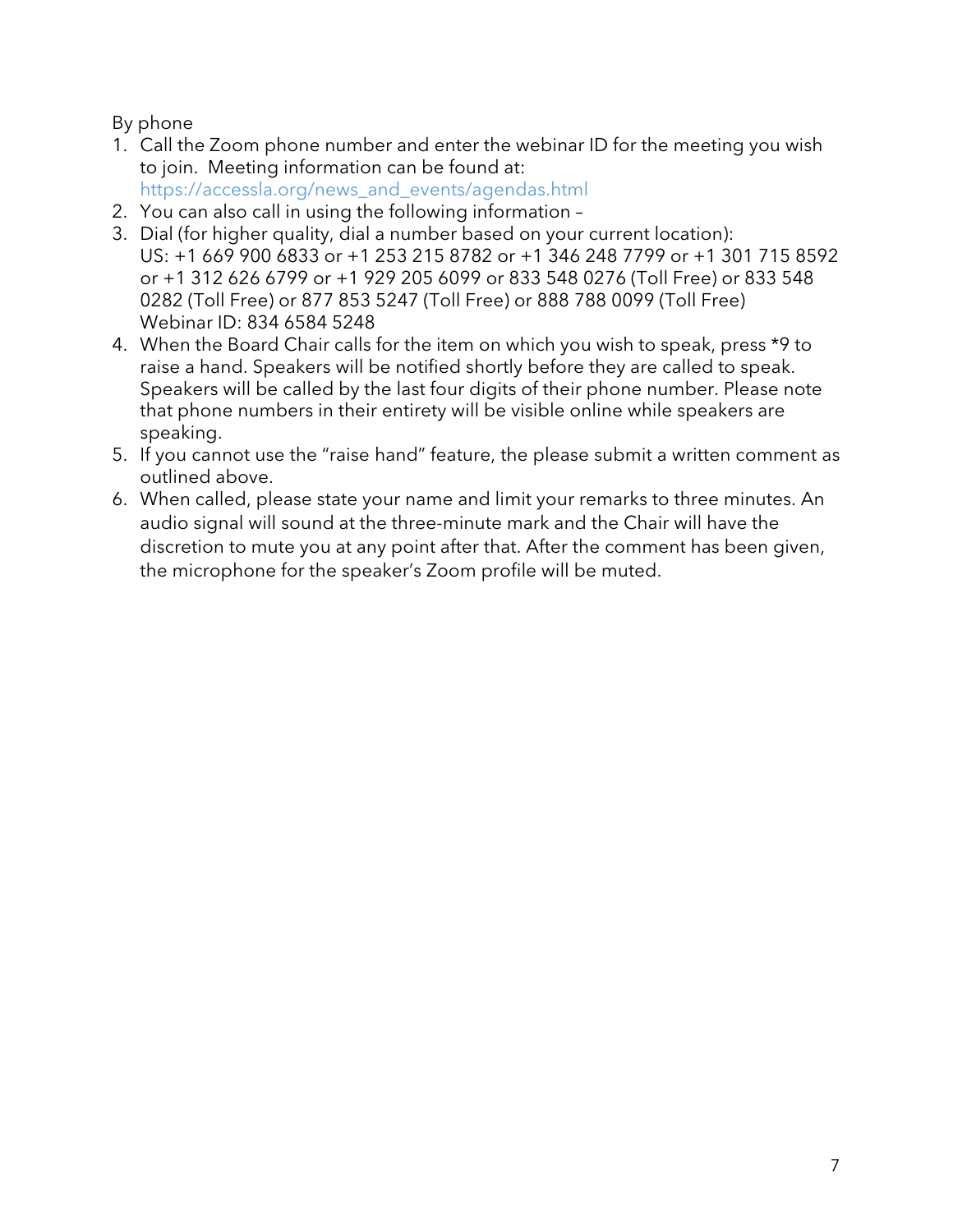By phone

1. Call the Zoom phone number and enter the webinar ID for the meeting you wish to join. Meeting information can be found at: https://accessla.org/news_and_events/agendas.html
2. You can also call in using the following information –
3. Dial (for higher quality, dial a number based on your current location):
   US: +1 669 900 6833 or +1 253 215 8782 or +1 346 248 7799 or +1 301 715 8592 or +1 312 626 6799 or +1 929 205 6099 or 833 548 0276 (Toll Free) or 833 548 0282 (Toll Free) or 877 853 5247 (Toll Free) or 888 788 0099 (Toll Free)
   Webinar ID: 834 6584 5248
4. When the Board Chair calls for the item on which you wish to speak, press *9 to raise a hand. Speakers will be notified shortly before they are called to speak. Speakers will be called by the last four digits of their phone number. Please note that phone numbers in their entirety will be visible online while speakers are speaking.
5. If you cannot use the "raise hand" feature, the please submit a written comment as outlined above.
6. When called, please state your name and limit your remarks to three minutes. An audio signal will sound at the three-minute mark and the Chair will have the discretion to mute you at any point after that. After the comment has been given, the microphone for the speaker's Zoom profile will be muted.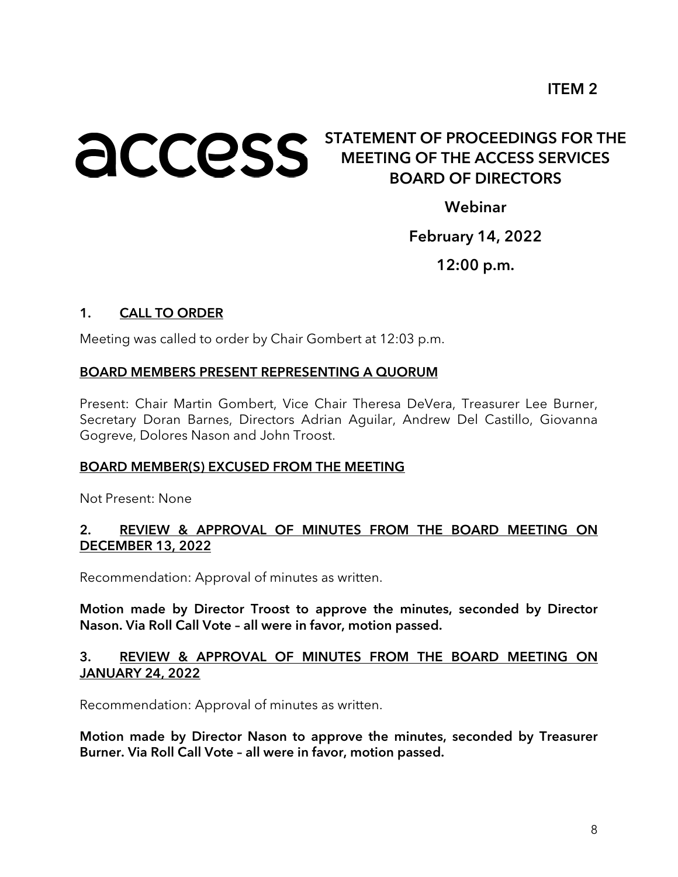ITEM 2

access

# STATEMENT OF PROCEEDINGS FOR THE MEETING OF THE ACCESS SERVICES BOARD OF DIRECTORS

**Webinar**

**February 14, 2022**

**12:00 p.m.**

## 1. CALL TO ORDER

Meeting was called to order by Chair Gombert at 12:03 p.m.

### BOARD MEMBERS PRESENT REPRESENTING A QUORUM

Present: Chair Martin Gombert, Vice Chair Theresa DeVera, Treasurer Lee Burner, Secretary Doran Barnes, Directors Adrian Aguilar, Andrew Del Castillo, Giovanna Gogreve, Dolores Nason and John Troost.

### BOARD MEMBER(S) EXCUSED FROM THE MEETING

Not Present: None

## 2. REVIEW & APPROVAL OF MINUTES FROM THE BOARD MEETING ON DECEMBER 13, 2022

Recommendation: Approval of minutes as written.

**Motion made by Director Troost to approve the minutes, seconded by Director Nason. Via Roll Call Vote – all were in favor, motion passed.**

## 3. REVIEW & APPROVAL OF MINUTES FROM THE BOARD MEETING ON JANUARY 24, 2022

Recommendation: Approval of minutes as written.

**Motion made by Director Nason to approve the minutes, seconded by Treasurer Burner. Via Roll Call Vote – all were in favor, motion passed.**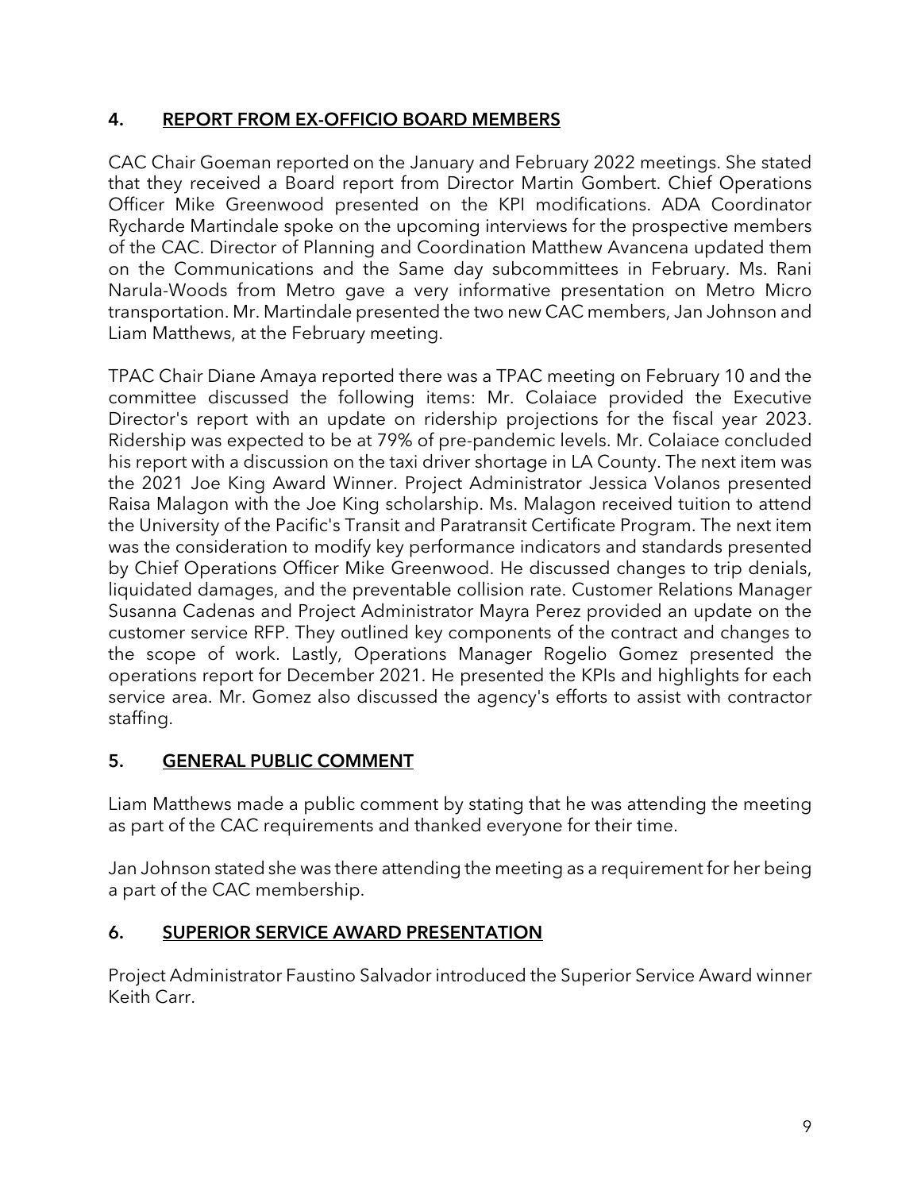## 4. REPORT FROM EX-OFFICIO BOARD MEMBERS

CAC Chair Goeman reported on the January and February 2022 meetings. She stated that they received a Board report from Director Martin Gombert. Chief Operations Officer Mike Greenwood presented on the KPI modifications. ADA Coordinator Rycharde Martindale spoke on the upcoming interviews for the prospective members of the CAC. Director of Planning and Coordination Matthew Avancena updated them on the Communications and the Same day subcommittees in February. Ms. Rani Narula-Woods from Metro gave a very informative presentation on Metro Micro transportation. Mr. Martindale presented the two new CAC members, Jan Johnson and Liam Matthews, at the February meeting.

TPAC Chair Diane Amaya reported there was a TPAC meeting on February 10 and the committee discussed the following items: Mr. Colaiace provided the Executive Director's report with an update on ridership projections for the fiscal year 2023. Ridership was expected to be at 79% of pre-pandemic levels. Mr. Colaiace concluded his report with a discussion on the taxi driver shortage in LA County. The next item was the 2021 Joe King Award Winner. Project Administrator Jessica Volanos presented Raisa Malagon with the Joe King scholarship. Ms. Malagon received tuition to attend the University of the Pacific's Transit and Paratransit Certificate Program. The next item was the consideration to modify key performance indicators and standards presented by Chief Operations Officer Mike Greenwood. He discussed changes to trip denials, liquidated damages, and the preventable collision rate. Customer Relations Manager Susanna Cadenas and Project Administrator Mayra Perez provided an update on the customer service RFP. They outlined key components of the contract and changes to the scope of work. Lastly, Operations Manager Rogelio Gomez presented the operations report for December 2021. He presented the KPIs and highlights for each service area. Mr. Gomez also discussed the agency's efforts to assist with contractor staffing.

## 5. GENERAL PUBLIC COMMENT

Liam Matthews made a public comment by stating that he was attending the meeting as part of the CAC requirements and thanked everyone for their time.

Jan Johnson stated she was there attending the meeting as a requirement for her being a part of the CAC membership.

## 6. SUPERIOR SERVICE AWARD PRESENTATION

Project Administrator Faustino Salvador introduced the Superior Service Award winner Keith Carr.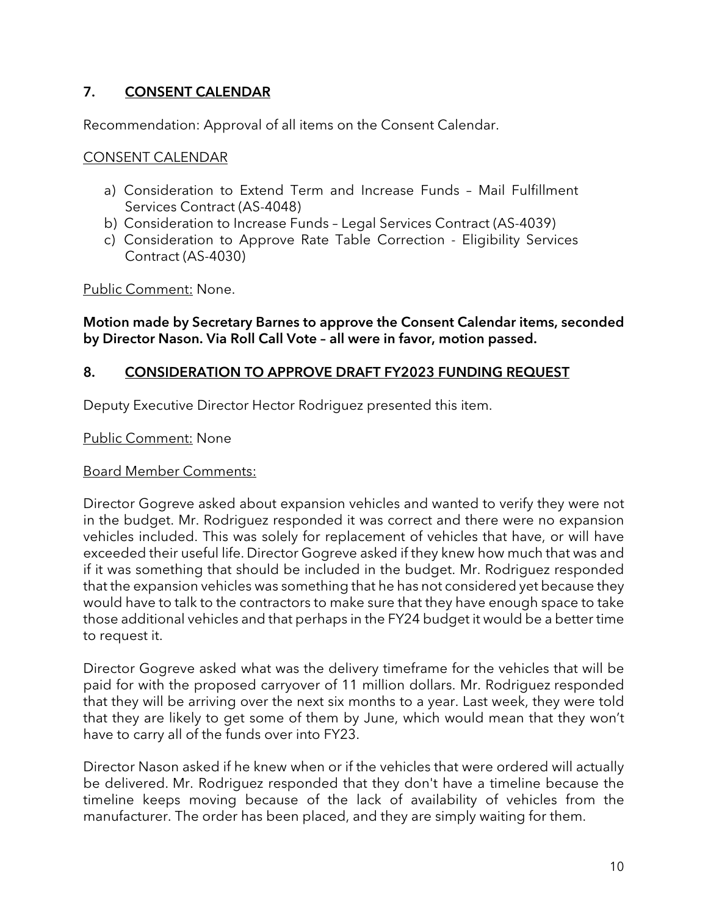## 7. CONSENT CALENDAR

Recommendation: Approval of all items on the Consent Calendar.

CONSENT CALENDAR

a) Consideration to Extend Term and Increase Funds – Mail Fulfillment Services Contract (AS-4048)
b) Consideration to Increase Funds – Legal Services Contract (AS-4039)
c) Consideration to Approve Rate Table Correction - Eligibility Services Contract (AS-4030)

Public Comment: None.

**Motion made by Secretary Barnes to approve the Consent Calendar items, seconded by Director Nason. Via Roll Call Vote – all were in favor, motion passed.**

## 8. CONSIDERATION TO APPROVE DRAFT FY2023 FUNDING REQUEST

Deputy Executive Director Hector Rodriguez presented this item.

Public Comment: None

Board Member Comments:

Director Gogreve asked about expansion vehicles and wanted to verify they were not in the budget. Mr. Rodriguez responded it was correct and there were no expansion vehicles included. This was solely for replacement of vehicles that have, or will have exceeded their useful life. Director Gogreve asked if they knew how much that was and if it was something that should be included in the budget. Mr. Rodriguez responded that the expansion vehicles was something that he has not considered yet because they would have to talk to the contractors to make sure that they have enough space to take those additional vehicles and that perhaps in the FY24 budget it would be a better time to request it.

Director Gogreve asked what was the delivery timeframe for the vehicles that will be paid for with the proposed carryover of 11 million dollars. Mr. Rodriguez responded that they will be arriving over the next six months to a year. Last week, they were told that they are likely to get some of them by June, which would mean that they won't have to carry all of the funds over into FY23.

Director Nason asked if he knew when or if the vehicles that were ordered will actually be delivered. Mr. Rodriguez responded that they don't have a timeline because the timeline keeps moving because of the lack of availability of vehicles from the manufacturer. The order has been placed, and they are simply waiting for them.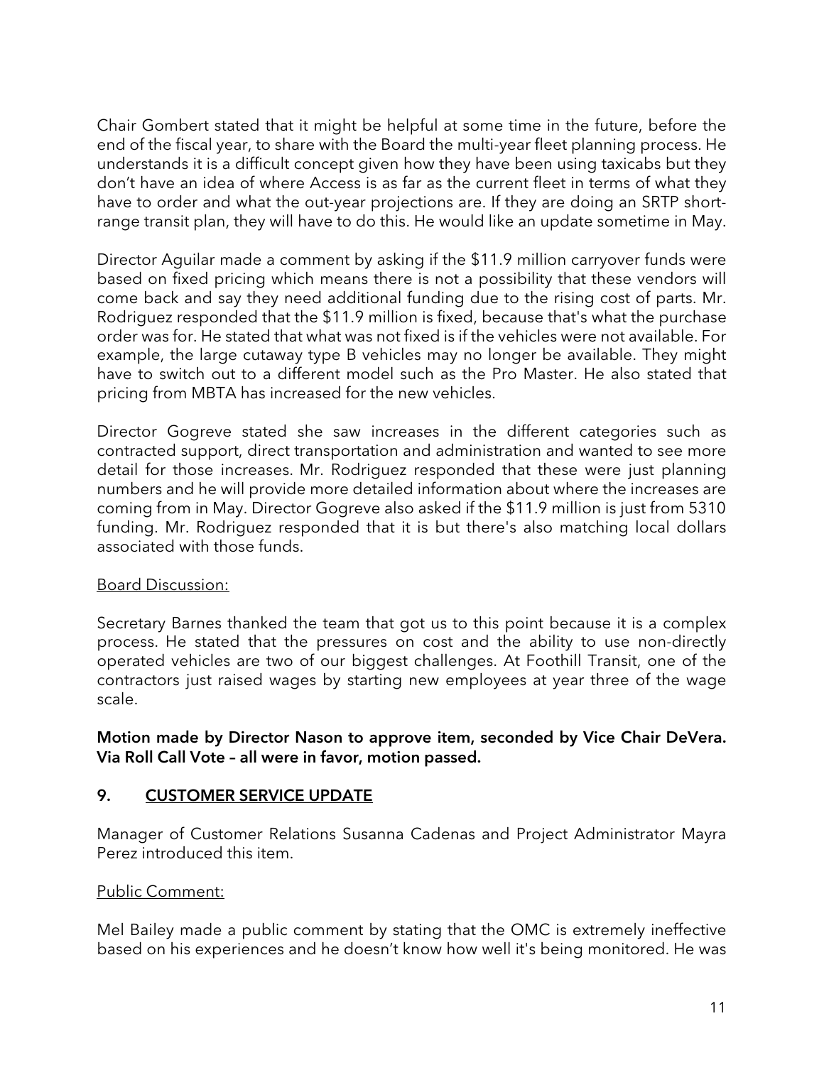Chair Gombert stated that it might be helpful at some time in the future, before the end of the fiscal year, to share with the Board the multi-year fleet planning process. He understands it is a difficult concept given how they have been using taxicabs but they don't have an idea of where Access is as far as the current fleet in terms of what they have to order and what the out-year projections are. If they are doing an SRTP short-range transit plan, they will have to do this. He would like an update sometime in May.

Director Aguilar made a comment by asking if the $11.9 million carryover funds were based on fixed pricing which means there is not a possibility that these vendors will come back and say they need additional funding due to the rising cost of parts. Mr. Rodriguez responded that the $11.9 million is fixed, because that's what the purchase order was for. He stated that what was not fixed is if the vehicles were not available. For example, the large cutaway type B vehicles may no longer be available. They might have to switch out to a different model such as the Pro Master. He also stated that pricing from MBTA has increased for the new vehicles.

Director Gogreve stated she saw increases in the different categories such as contracted support, direct transportation and administration and wanted to see more detail for those increases. Mr. Rodriguez responded that these were just planning numbers and he will provide more detailed information about where the increases are coming from in May. Director Gogreve also asked if the $11.9 million is just from 5310 funding. Mr. Rodriguez responded that it is but there's also matching local dollars associated with those funds.

Board Discussion:

Secretary Barnes thanked the team that got us to this point because it is a complex process. He stated that the pressures on cost and the ability to use non-directly operated vehicles are two of our biggest challenges. At Foothill Transit, one of the contractors just raised wages by starting new employees at year three of the wage scale.

**Motion made by Director Nason to approve item, seconded by Vice Chair DeVera. Via Roll Call Vote – all were in favor, motion passed.**

## 9. CUSTOMER SERVICE UPDATE

Manager of Customer Relations Susanna Cadenas and Project Administrator Mayra Perez introduced this item.

Public Comment:

Mel Bailey made a public comment by stating that the OMC is extremely ineffective based on his experiences and he doesn't know how well it's being monitored. He was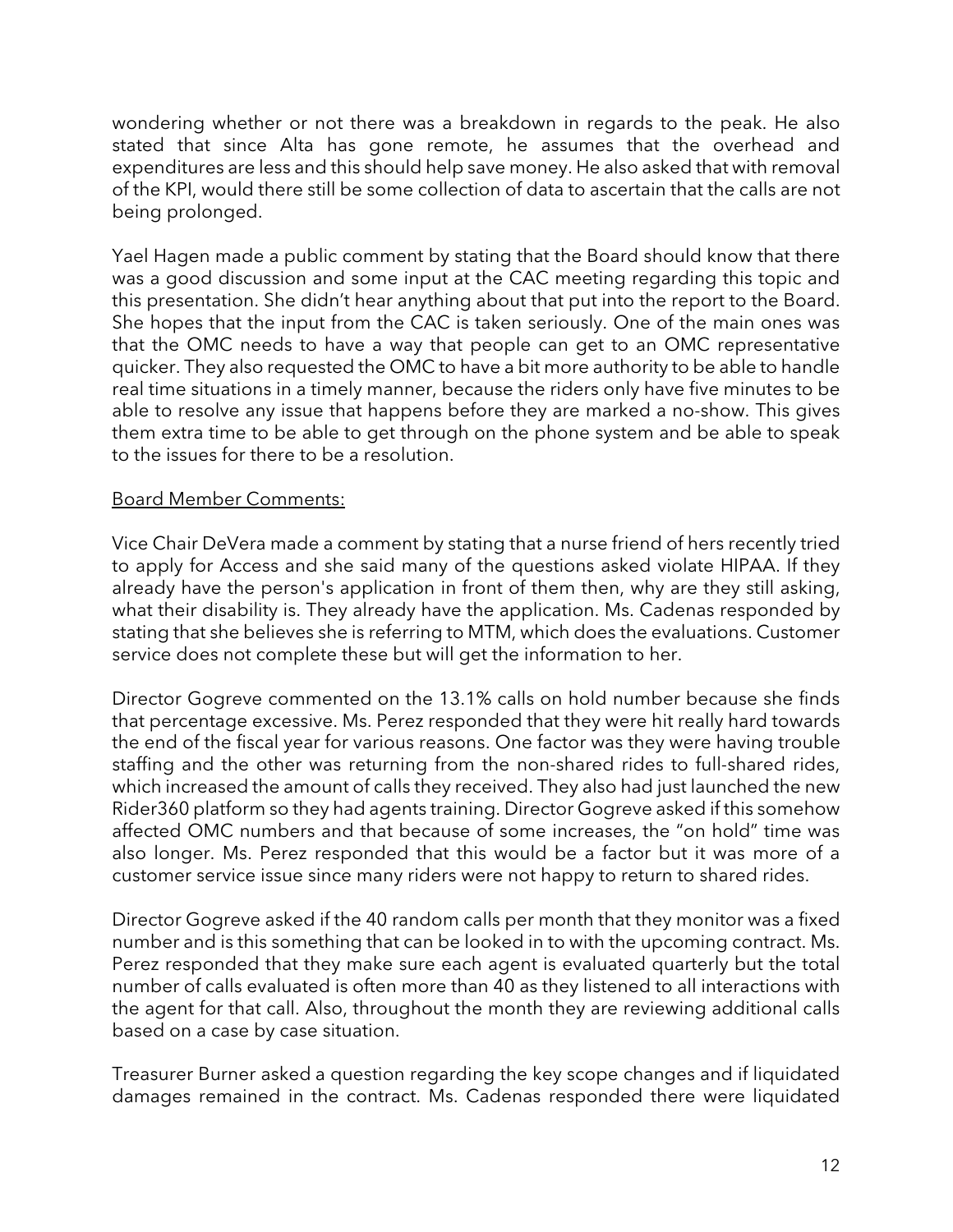wondering whether or not there was a breakdown in regards to the peak. He also stated that since Alta has gone remote, he assumes that the overhead and expenditures are less and this should help save money. He also asked that with removal of the KPI, would there still be some collection of data to ascertain that the calls are not being prolonged.

Yael Hagen made a public comment by stating that the Board should know that there was a good discussion and some input at the CAC meeting regarding this topic and this presentation. She didn't hear anything about that put into the report to the Board. She hopes that the input from the CAC is taken seriously. One of the main ones was that the OMC needs to have a way that people can get to an OMC representative quicker. They also requested the OMC to have a bit more authority to be able to handle real time situations in a timely manner, because the riders only have five minutes to be able to resolve any issue that happens before they are marked a no-show. This gives them extra time to be able to get through on the phone system and be able to speak to the issues for there to be a resolution.

<u>Board Member Comments:</u>

Vice Chair DeVera made a comment by stating that a nurse friend of hers recently tried to apply for Access and she said many of the questions asked violate HIPAA. If they already have the person's application in front of them then, why are they still asking, what their disability is. They already have the application. Ms. Cadenas responded by stating that she believes she is referring to MTM, which does the evaluations. Customer service does not complete these but will get the information to her.

Director Gogreve commented on the 13.1% calls on hold number because she finds that percentage excessive. Ms. Perez responded that they were hit really hard towards the end of the fiscal year for various reasons. One factor was they were having trouble staffing and the other was returning from the non-shared rides to full-shared rides, which increased the amount of calls they received. They also had just launched the new Rider360 platform so they had agents training. Director Gogreve asked if this somehow affected OMC numbers and that because of some increases, the "on hold" time was also longer. Ms. Perez responded that this would be a factor but it was more of a customer service issue since many riders were not happy to return to shared rides.

Director Gogreve asked if the 40 random calls per month that they monitor was a fixed number and is this something that can be looked in to with the upcoming contract. Ms. Perez responded that they make sure each agent is evaluated quarterly but the total number of calls evaluated is often more than 40 as they listened to all interactions with the agent for that call. Also, throughout the month they are reviewing additional calls based on a case by case situation.

Treasurer Burner asked a question regarding the key scope changes and if liquidated damages remained in the contract. Ms. Cadenas responded there were liquidated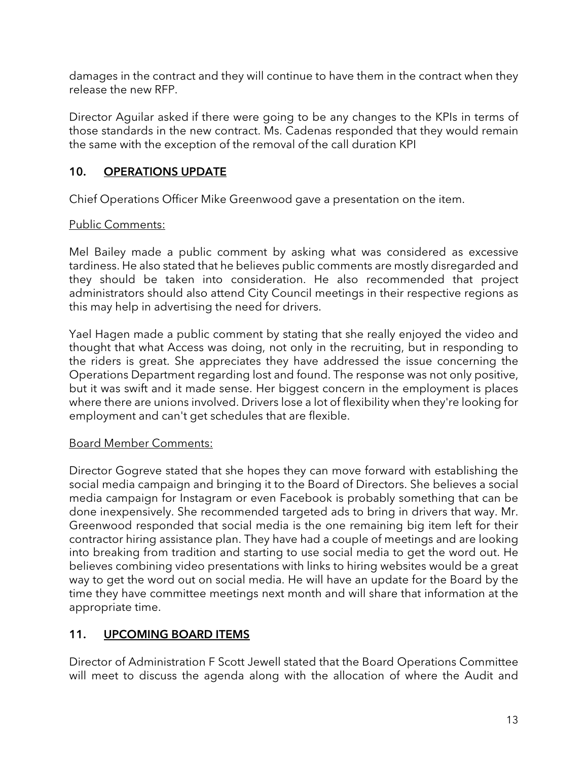damages in the contract and they will continue to have them in the contract when they release the new RFP.

Director Aguilar asked if there were going to be any changes to the KPIs in terms of those standards in the new contract. Ms. Cadenas responded that they would remain the same with the exception of the removal of the call duration KPI

## 10. OPERATIONS UPDATE

Chief Operations Officer Mike Greenwood gave a presentation on the item.

Public Comments:

Mel Bailey made a public comment by asking what was considered as excessive tardiness. He also stated that he believes public comments are mostly disregarded and they should be taken into consideration. He also recommended that project administrators should also attend City Council meetings in their respective regions as this may help in advertising the need for drivers.

Yael Hagen made a public comment by stating that she really enjoyed the video and thought that what Access was doing, not only in the recruiting, but in responding to the riders is great. She appreciates they have addressed the issue concerning the Operations Department regarding lost and found. The response was not only positive, but it was swift and it made sense. Her biggest concern in the employment is places where there are unions involved. Drivers lose a lot of flexibility when they're looking for employment and can't get schedules that are flexible.

Board Member Comments:

Director Gogreve stated that she hopes they can move forward with establishing the social media campaign and bringing it to the Board of Directors. She believes a social media campaign for Instagram or even Facebook is probably something that can be done inexpensively. She recommended targeted ads to bring in drivers that way. Mr. Greenwood responded that social media is the one remaining big item left for their contractor hiring assistance plan. They have had a couple of meetings and are looking into breaking from tradition and starting to use social media to get the word out. He believes combining video presentations with links to hiring websites would be a great way to get the word out on social media. He will have an update for the Board by the time they have committee meetings next month and will share that information at the appropriate time.

## 11. UPCOMING BOARD ITEMS

Director of Administration F Scott Jewell stated that the Board Operations Committee will meet to discuss the agenda along with the allocation of where the Audit and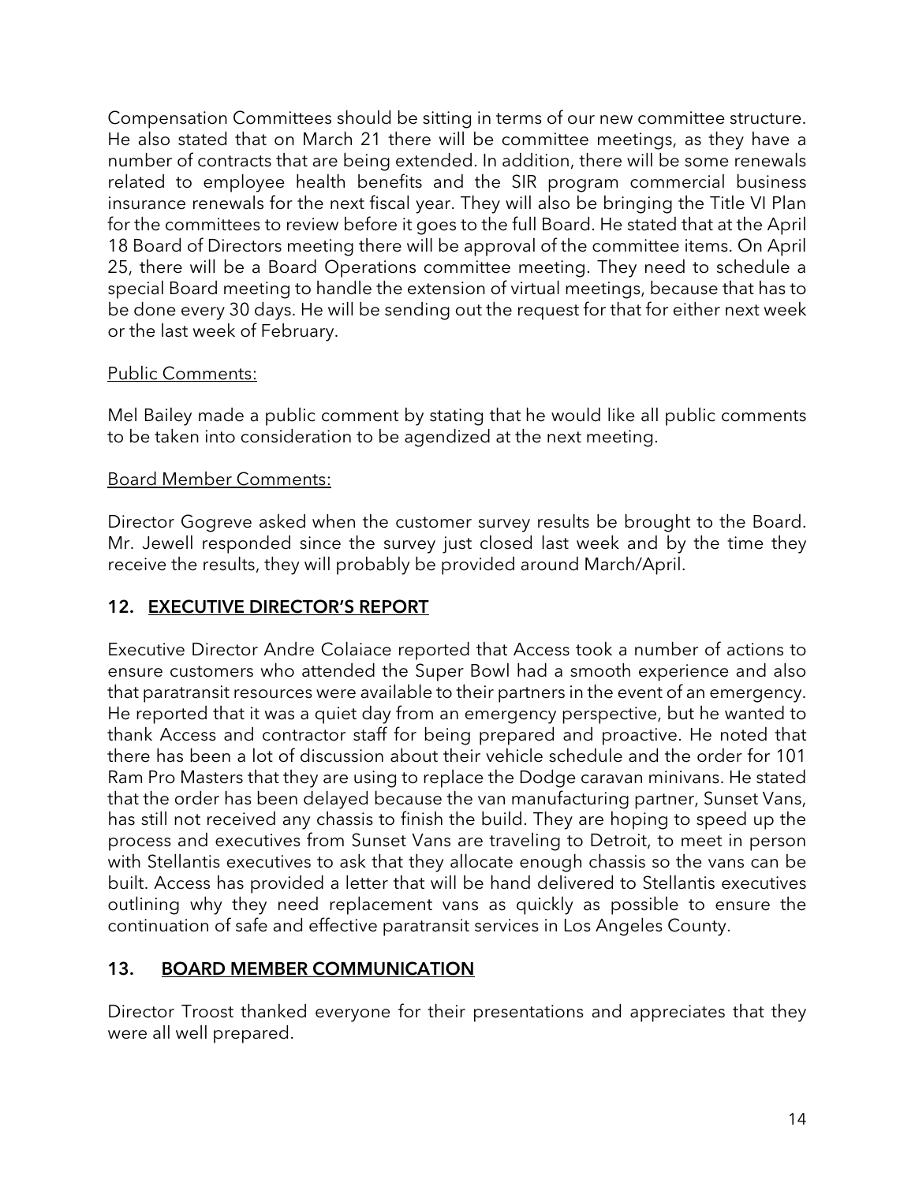Compensation Committees should be sitting in terms of our new committee structure. He also stated that on March 21 there will be committee meetings, as they have a number of contracts that are being extended. In addition, there will be some renewals related to employee health benefits and the SIR program commercial business insurance renewals for the next fiscal year. They will also be bringing the Title VI Plan for the committees to review before it goes to the full Board. He stated that at the April 18 Board of Directors meeting there will be approval of the committee items. On April 25, there will be a Board Operations committee meeting. They need to schedule a special Board meeting to handle the extension of virtual meetings, because that has to be done every 30 days. He will be sending out the request for that for either next week or the last week of February.

Public Comments:

Mel Bailey made a public comment by stating that he would like all public comments to be taken into consideration to be agendized at the next meeting.

Board Member Comments:

Director Gogreve asked when the customer survey results be brought to the Board. Mr. Jewell responded since the survey just closed last week and by the time they receive the results, they will probably be provided around March/April.

## 12. EXECUTIVE DIRECTOR'S REPORT

Executive Director Andre Colaiace reported that Access took a number of actions to ensure customers who attended the Super Bowl had a smooth experience and also that paratransit resources were available to their partners in the event of an emergency. He reported that it was a quiet day from an emergency perspective, but he wanted to thank Access and contractor staff for being prepared and proactive. He noted that there has been a lot of discussion about their vehicle schedule and the order for 101 Ram Pro Masters that they are using to replace the Dodge caravan minivans. He stated that the order has been delayed because the van manufacturing partner, Sunset Vans, has still not received any chassis to finish the build. They are hoping to speed up the process and executives from Sunset Vans are traveling to Detroit, to meet in person with Stellantis executives to ask that they allocate enough chassis so the vans can be built. Access has provided a letter that will be hand delivered to Stellantis executives outlining why they need replacement vans as quickly as possible to ensure the continuation of safe and effective paratransit services in Los Angeles County.

## 13. BOARD MEMBER COMMUNICATION

Director Troost thanked everyone for their presentations and appreciates that they were all well prepared.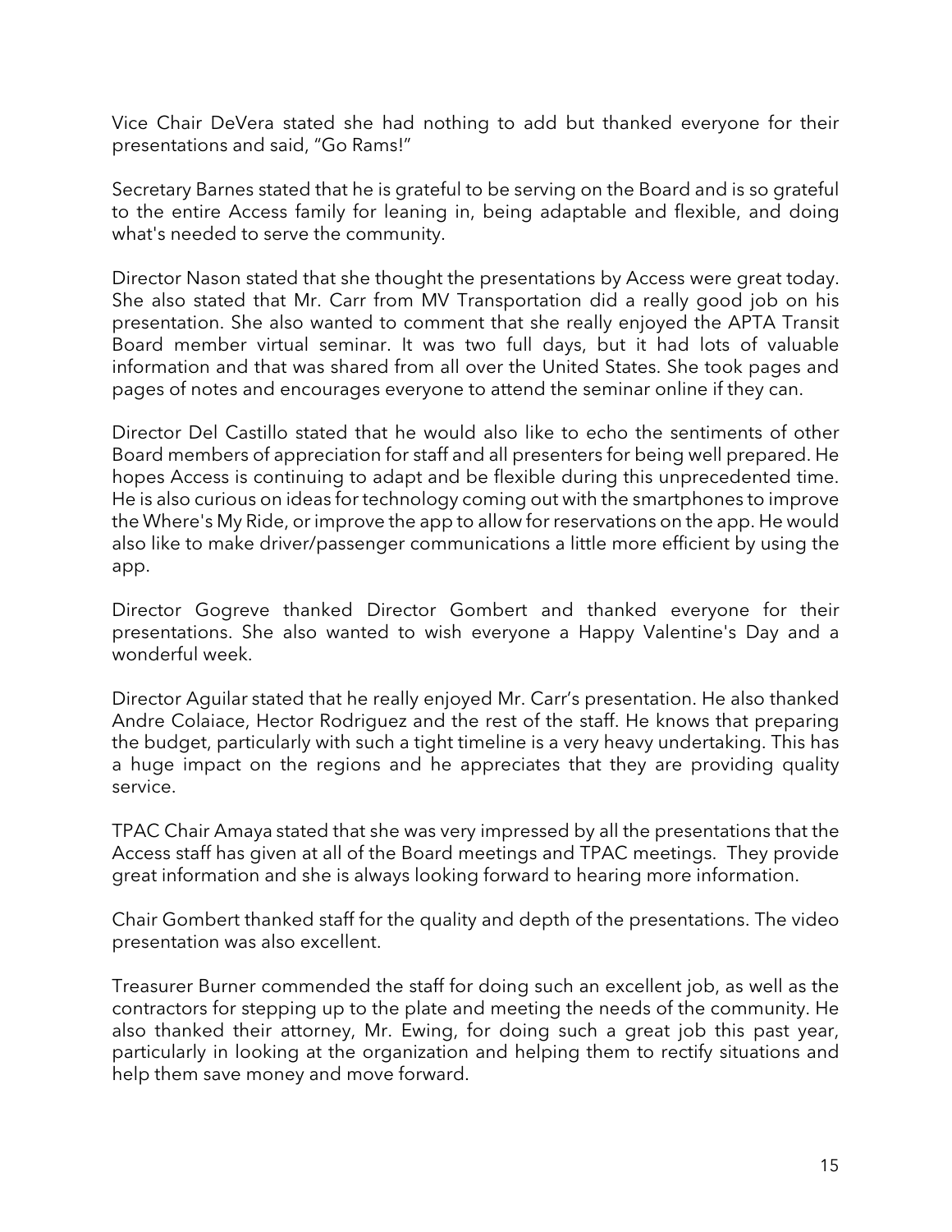Vice Chair DeVera stated she had nothing to add but thanked everyone for their presentations and said, "Go Rams!"

Secretary Barnes stated that he is grateful to be serving on the Board and is so grateful to the entire Access family for leaning in, being adaptable and flexible, and doing what's needed to serve the community.

Director Nason stated that she thought the presentations by Access were great today. She also stated that Mr. Carr from MV Transportation did a really good job on his presentation. She also wanted to comment that she really enjoyed the APTA Transit Board member virtual seminar. It was two full days, but it had lots of valuable information and that was shared from all over the United States. She took pages and pages of notes and encourages everyone to attend the seminar online if they can.

Director Del Castillo stated that he would also like to echo the sentiments of other Board members of appreciation for staff and all presenters for being well prepared. He hopes Access is continuing to adapt and be flexible during this unprecedented time. He is also curious on ideas for technology coming out with the smartphones to improve the Where's My Ride, or improve the app to allow for reservations on the app. He would also like to make driver/passenger communications a little more efficient by using the app.

Director Gogreve thanked Director Gombert and thanked everyone for their presentations. She also wanted to wish everyone a Happy Valentine's Day and a wonderful week.

Director Aguilar stated that he really enjoyed Mr. Carr's presentation. He also thanked Andre Colaiace, Hector Rodriguez and the rest of the staff. He knows that preparing the budget, particularly with such a tight timeline is a very heavy undertaking. This has a huge impact on the regions and he appreciates that they are providing quality service.

TPAC Chair Amaya stated that she was very impressed by all the presentations that the Access staff has given at all of the Board meetings and TPAC meetings. They provide great information and she is always looking forward to hearing more information.

Chair Gombert thanked staff for the quality and depth of the presentations. The video presentation was also excellent.

Treasurer Burner commended the staff for doing such an excellent job, as well as the contractors for stepping up to the plate and meeting the needs of the community. He also thanked their attorney, Mr. Ewing, for doing such a great job this past year, particularly in looking at the organization and helping them to rectify situations and help them save money and move forward.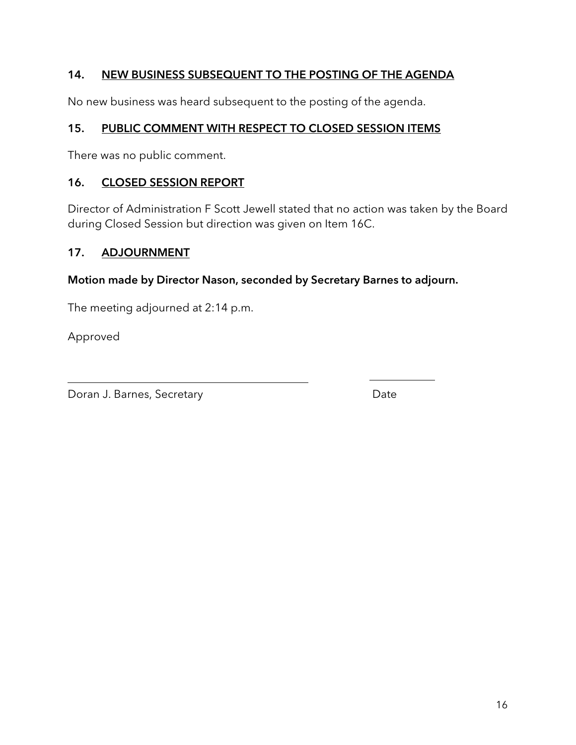## 14. NEW BUSINESS SUBSEQUENT TO THE POSTING OF THE AGENDA

No new business was heard subsequent to the posting of the agenda.

## 15. PUBLIC COMMENT WITH RESPECT TO CLOSED SESSION ITEMS

There was no public comment.

## 16. CLOSED SESSION REPORT

Director of Administration F Scott Jewell stated that no action was taken by the Board during Closed Session but direction was given on Item 16C.

## 17. ADJOURNMENT

**Motion made by Director Nason, seconded by Secretary Barnes to adjourn.**

The meeting adjourned at 2:14 p.m.

Approved

\_\_\_\_\_\_\_\_\_\_\_\_\_\_\_\_\_\_\_\_\_\_\_\_\_\_\_\_\_\_\_\_\_\_\_\_ \_\_\_\_\_\_\_\_\_\_

Doran J. Barnes, Secretary Date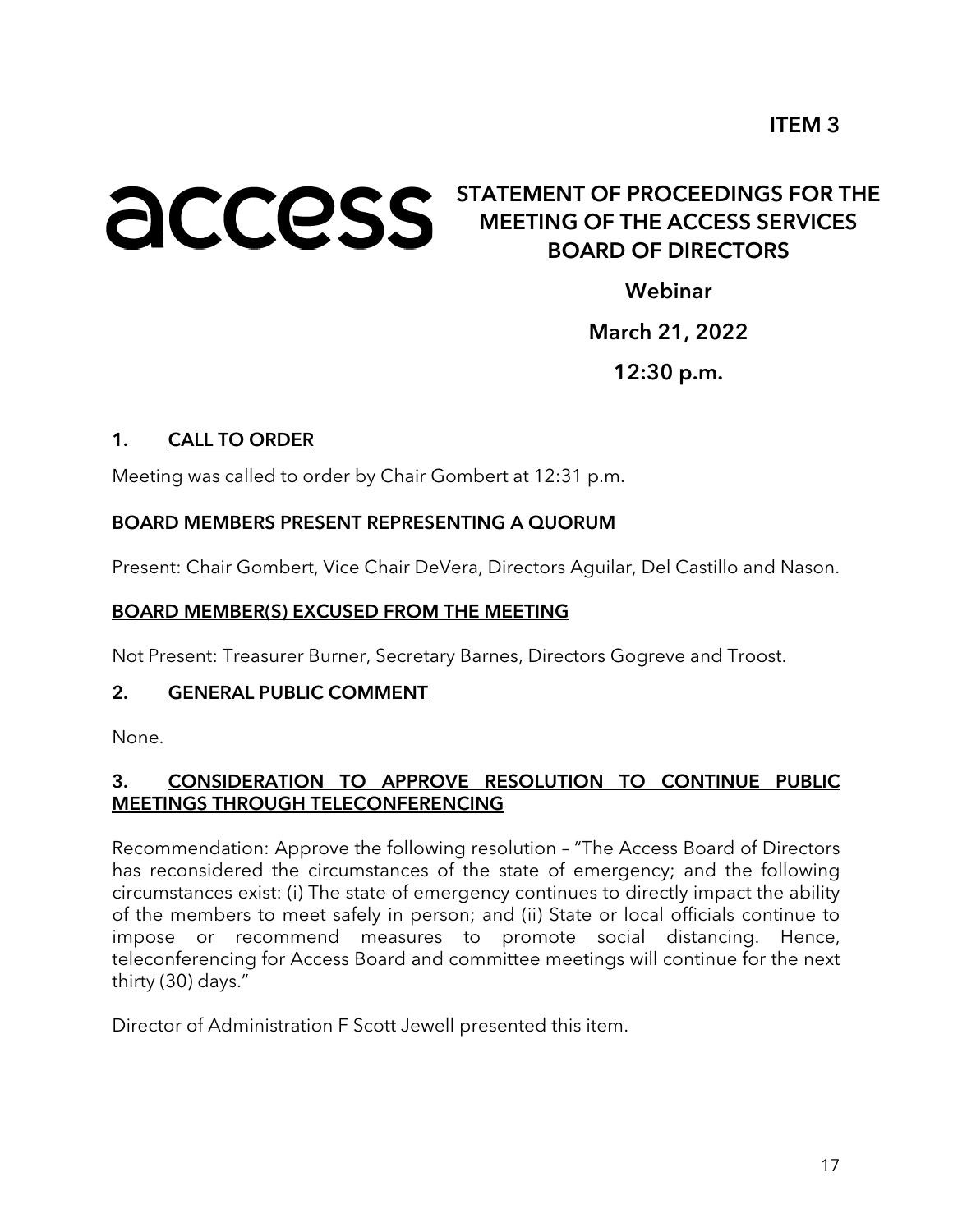**ITEM 3**

access

# STATEMENT OF PROCEEDINGS FOR THE MEETING OF THE ACCESS SERVICES BOARD OF DIRECTORS

**Webinar**

**March 21, 2022**

**12:30 p.m.**

## 1. CALL TO ORDER

Meeting was called to order by Chair Gombert at 12:31 p.m.

### BOARD MEMBERS PRESENT REPRESENTING A QUORUM

Present: Chair Gombert, Vice Chair DeVera, Directors Aguilar, Del Castillo and Nason.

### BOARD MEMBER(S) EXCUSED FROM THE MEETING

Not Present: Treasurer Burner, Secretary Barnes, Directors Gogreve and Troost.

## 2. GENERAL PUBLIC COMMENT

None.

## 3. CONSIDERATION TO APPROVE RESOLUTION TO CONTINUE PUBLIC MEETINGS THROUGH TELECONFERENCING

Recommendation: Approve the following resolution – "The Access Board of Directors has reconsidered the circumstances of the state of emergency; and the following circumstances exist: (i) The state of emergency continues to directly impact the ability of the members to meet safely in person; and (ii) State or local officials continue to impose or recommend measures to promote social distancing. Hence, teleconferencing for Access Board and committee meetings will continue for the next thirty (30) days."

Director of Administration F Scott Jewell presented this item.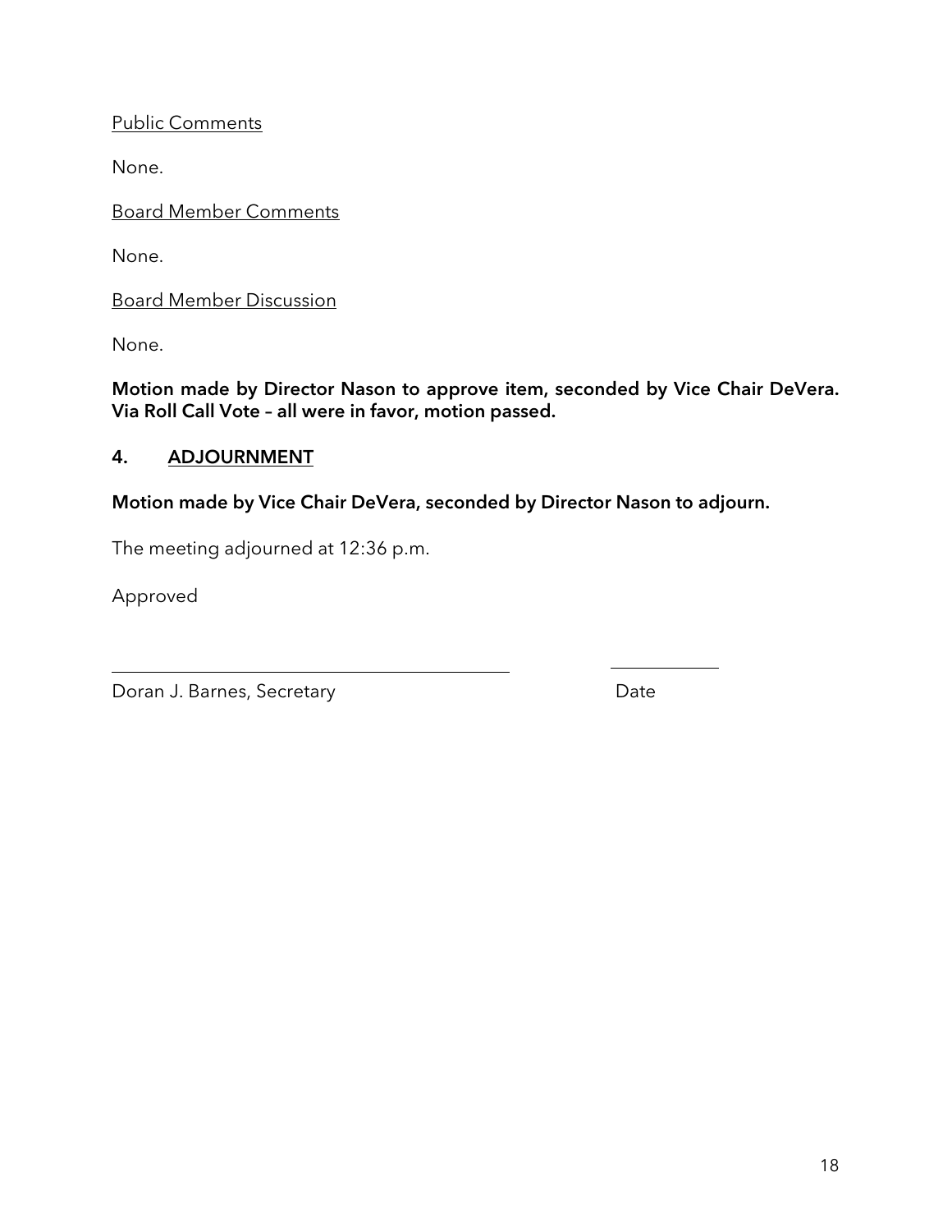Public Comments

None.

Board Member Comments

None.

Board Member Discussion

None.

**Motion made by Director Nason to approve item, seconded by Vice Chair DeVera. Via Roll Call Vote – all were in favor, motion passed.**

## 4. ADJOURNMENT

**Motion made by Vice Chair DeVera, seconded by Director Nason to adjourn.**

The meeting adjourned at 12:36 p.m.

Approved

\_\_\_\_\_\_\_\_\_\_\_\_\_\_\_\_\_\_\_\_\_\_\_\_\_\_\_\_\_\_\_\_\_\_\_\_\_\_\_\_ \_\_\_\_\_\_\_\_\_\_\_\_

Doran J. Barnes, Secretary Date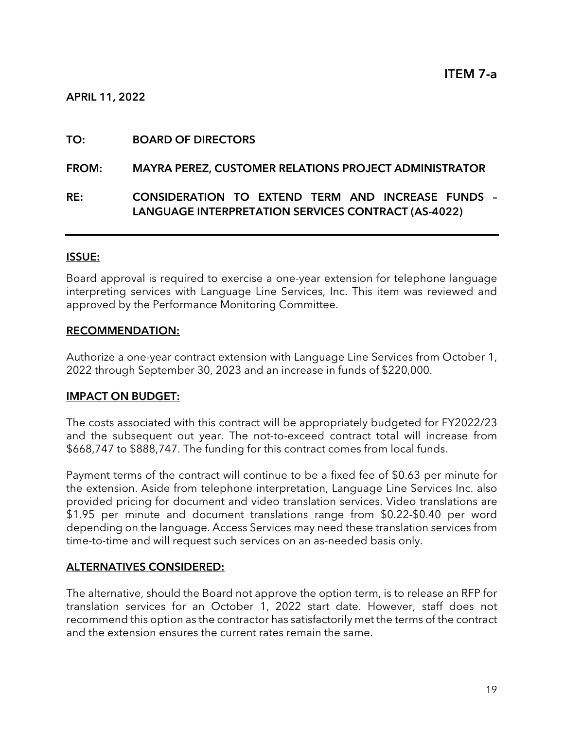**ITEM 7-a**

**APRIL 11, 2022**

**TO:** BOARD OF DIRECTORS

**FROM:** MAYRA PEREZ, CUSTOMER RELATIONS PROJECT ADMINISTRATOR

**RE:** CONSIDERATION TO EXTEND TERM AND INCREASE FUNDS – LANGUAGE INTERPRETATION SERVICES CONTRACT (AS-4022)

---

## ISSUE:

Board approval is required to exercise a one-year extension for telephone language interpreting services with Language Line Services, Inc. This item was reviewed and approved by the Performance Monitoring Committee.

## RECOMMENDATION:

Authorize a one-year contract extension with Language Line Services from October 1, 2022 through September 30, 2023 and an increase in funds of $220,000.

## IMPACT ON BUDGET:

The costs associated with this contract will be appropriately budgeted for FY2022/23 and the subsequent out year. The not-to-exceed contract total will increase from $668,747 to $888,747. The funding for this contract comes from local funds.

Payment terms of the contract will continue to be a fixed fee of $0.63 per minute for the extension. Aside from telephone interpretation, Language Line Services Inc. also provided pricing for document and video translation services. Video translations are $1.95 per minute and document translations range from $0.22-$0.40 per word depending on the language. Access Services may need these translation services from time-to-time and will request such services on an as-needed basis only.

## ALTERNATIVES CONSIDERED:

The alternative, should the Board not approve the option term, is to release an RFP for translation services for an October 1, 2022 start date. However, staff does not recommend this option as the contractor has satisfactorily met the terms of the contract and the extension ensures the current rates remain the same.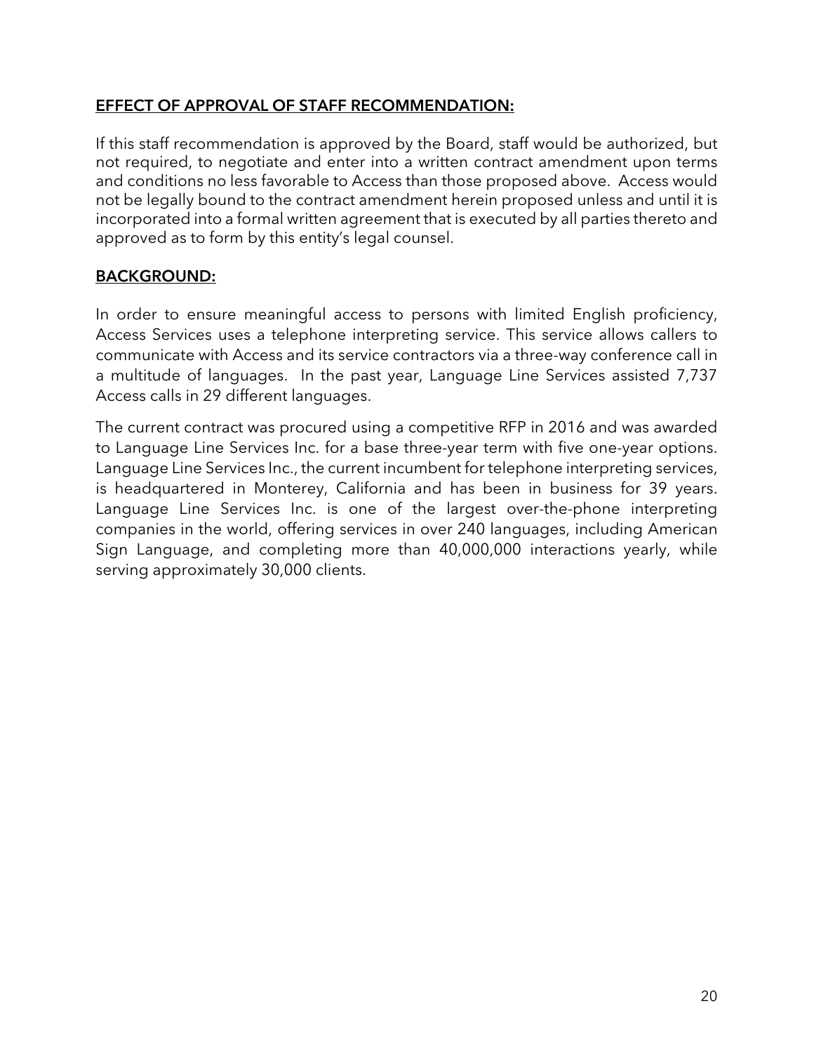## EFFECT OF APPROVAL OF STAFF RECOMMENDATION:

If this staff recommendation is approved by the Board, staff would be authorized, but not required, to negotiate and enter into a written contract amendment upon terms and conditions no less favorable to Access than those proposed above. Access would not be legally bound to the contract amendment herein proposed unless and until it is incorporated into a formal written agreement that is executed by all parties thereto and approved as to form by this entity's legal counsel.

## BACKGROUND:

In order to ensure meaningful access to persons with limited English proficiency, Access Services uses a telephone interpreting service. This service allows callers to communicate with Access and its service contractors via a three-way conference call in a multitude of languages. In the past year, Language Line Services assisted 7,737 Access calls in 29 different languages.

The current contract was procured using a competitive RFP in 2016 and was awarded to Language Line Services Inc. for a base three-year term with five one-year options. Language Line Services Inc., the current incumbent for telephone interpreting services, is headquartered in Monterey, California and has been in business for 39 years. Language Line Services Inc. is one of the largest over-the-phone interpreting companies in the world, offering services in over 240 languages, including American Sign Language, and completing more than 40,000,000 interactions yearly, while serving approximately 30,000 clients.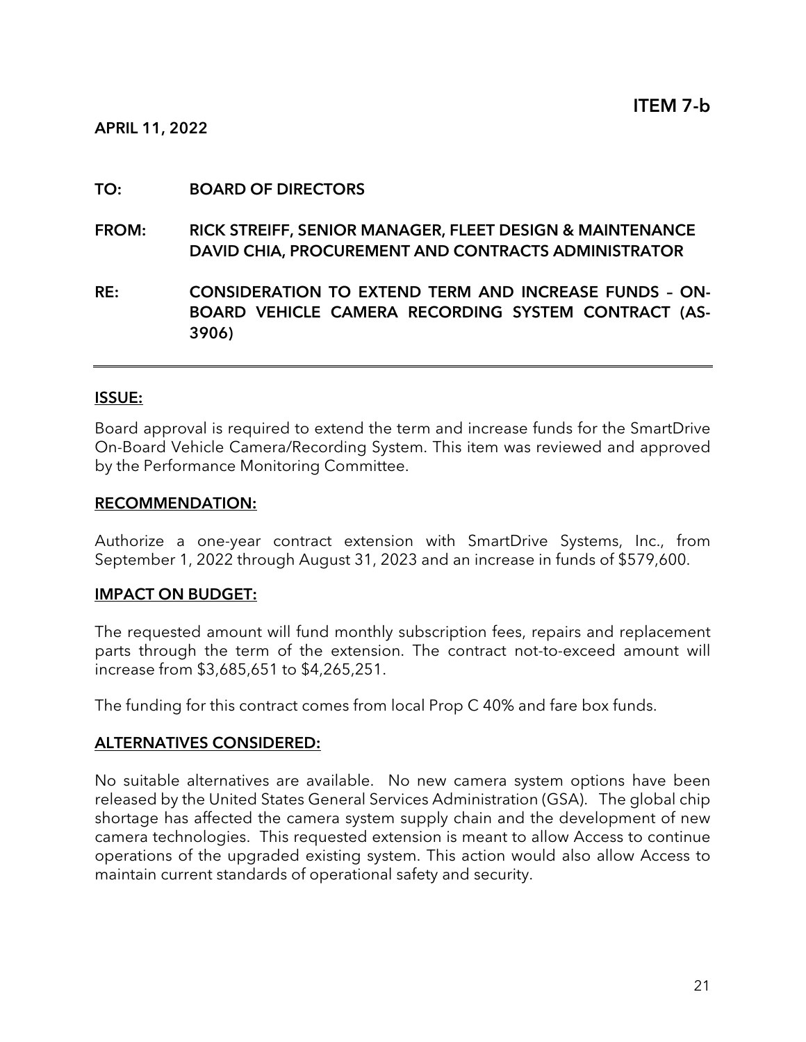**ITEM 7-b**

**APRIL 11, 2022**

**TO:** **BOARD OF DIRECTORS**

**FROM:** **RICK STREIFF, SENIOR MANAGER, FLEET DESIGN & MAINTENANCE**
**DAVID CHIA, PROCUREMENT AND CONTRACTS ADMINISTRATOR**

**RE:** **CONSIDERATION TO EXTEND TERM AND INCREASE FUNDS – ON-BOARD VEHICLE CAMERA RECORDING SYSTEM CONTRACT (AS-3906)**

---

## ISSUE:

Board approval is required to extend the term and increase funds for the SmartDrive On-Board Vehicle Camera/Recording System. This item was reviewed and approved by the Performance Monitoring Committee.

## RECOMMENDATION:

Authorize a one-year contract extension with SmartDrive Systems, Inc., from September 1, 2022 through August 31, 2023 and an increase in funds of $579,600.

## IMPACT ON BUDGET:

The requested amount will fund monthly subscription fees, repairs and replacement parts through the term of the extension. The contract not-to-exceed amount will increase from $3,685,651 to $4,265,251.

The funding for this contract comes from local Prop C 40% and fare box funds.

## ALTERNATIVES CONSIDERED:

No suitable alternatives are available. No new camera system options have been released by the United States General Services Administration (GSA). The global chip shortage has affected the camera system supply chain and the development of new camera technologies. This requested extension is meant to allow Access to continue operations of the upgraded existing system. This action would also allow Access to maintain current standards of operational safety and security.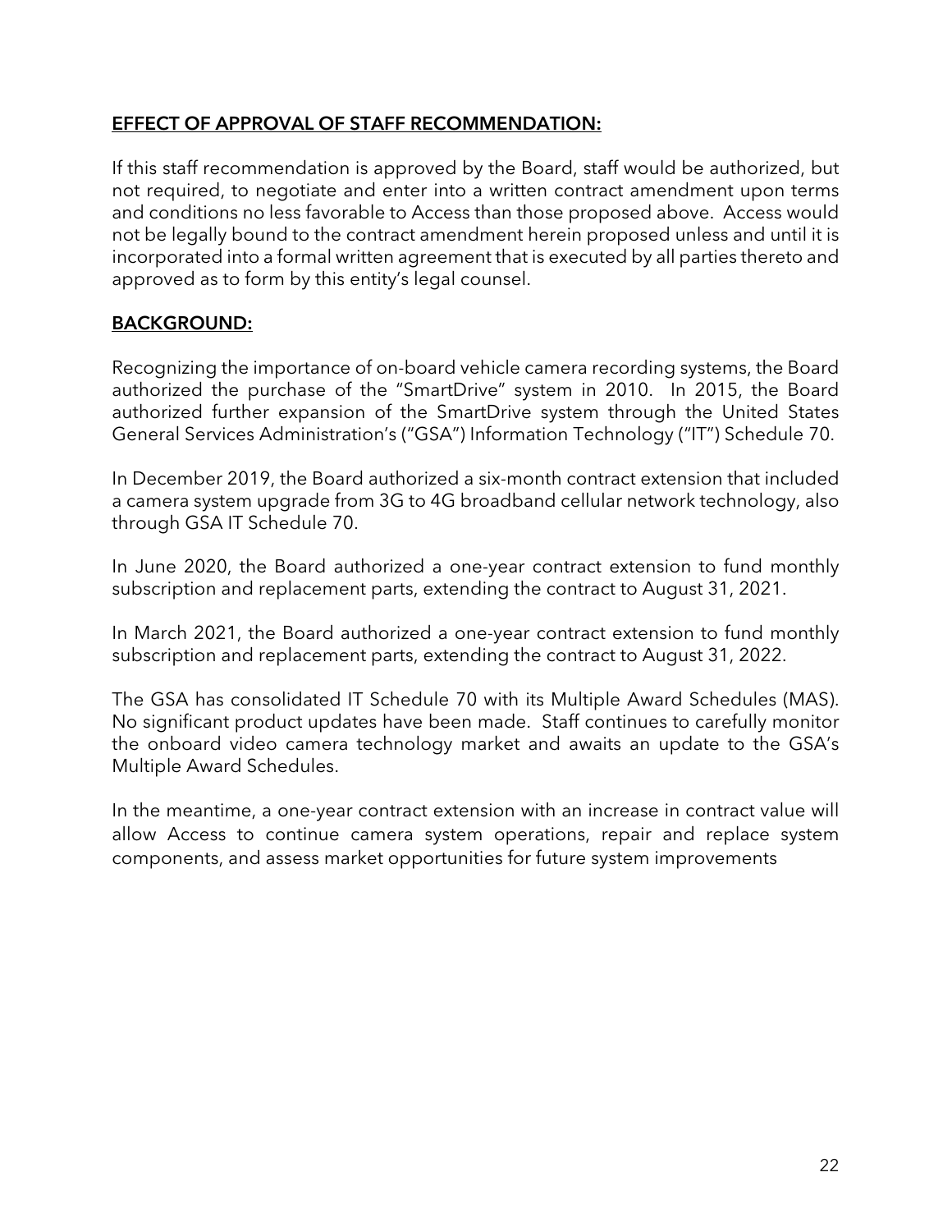## **EFFECT OF APPROVAL OF STAFF RECOMMENDATION:**

If this staff recommendation is approved by the Board, staff would be authorized, but not required, to negotiate and enter into a written contract amendment upon terms and conditions no less favorable to Access than those proposed above. Access would not be legally bound to the contract amendment herein proposed unless and until it is incorporated into a formal written agreement that is executed by all parties thereto and approved as to form by this entity's legal counsel.

## **BACKGROUND:**

Recognizing the importance of on-board vehicle camera recording systems, the Board authorized the purchase of the "SmartDrive" system in 2010. In 2015, the Board authorized further expansion of the SmartDrive system through the United States General Services Administration's ("GSA") Information Technology ("IT") Schedule 70.

In December 2019, the Board authorized a six-month contract extension that included a camera system upgrade from 3G to 4G broadband cellular network technology, also through GSA IT Schedule 70.

In June 2020, the Board authorized a one-year contract extension to fund monthly subscription and replacement parts, extending the contract to August 31, 2021.

In March 2021, the Board authorized a one-year contract extension to fund monthly subscription and replacement parts, extending the contract to August 31, 2022.

The GSA has consolidated IT Schedule 70 with its Multiple Award Schedules (MAS). No significant product updates have been made. Staff continues to carefully monitor the onboard video camera technology market and awaits an update to the GSA's Multiple Award Schedules.

In the meantime, a one-year contract extension with an increase in contract value will allow Access to continue camera system operations, repair and replace system components, and assess market opportunities for future system improvements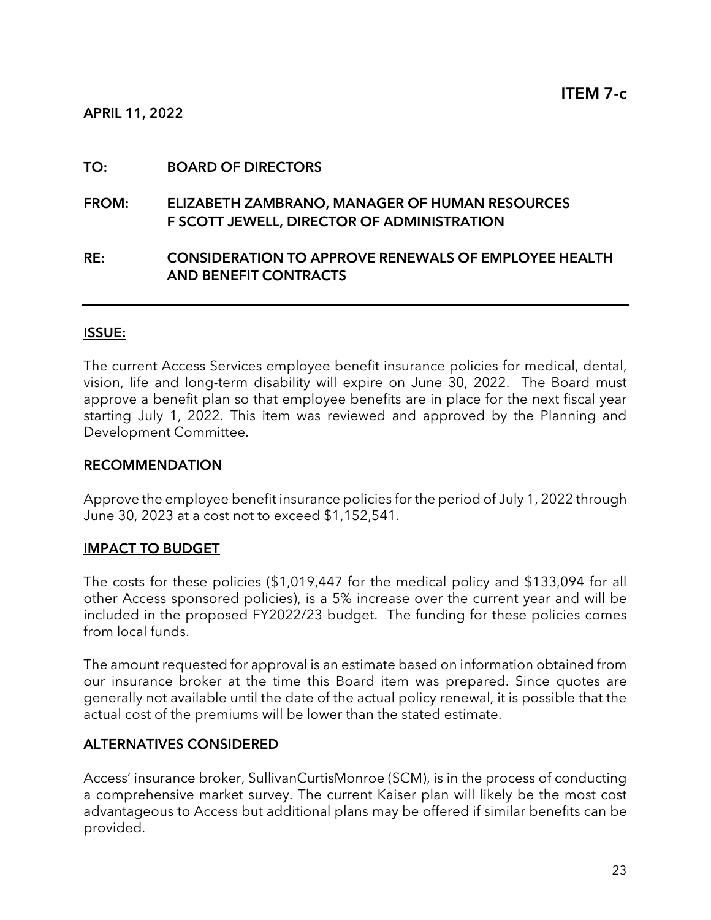**ITEM 7-c**

**APRIL 11, 2022**

**TO:** **BOARD OF DIRECTORS**

**FROM:** **ELIZABETH ZAMBRANO, MANAGER OF HUMAN RESOURCES**
**F SCOTT JEWELL, DIRECTOR OF ADMINISTRATION**

**RE:** **CONSIDERATION TO APPROVE RENEWALS OF EMPLOYEE HEALTH AND BENEFIT CONTRACTS**

---

## ISSUE:

The current Access Services employee benefit insurance policies for medical, dental, vision, life and long-term disability will expire on June 30, 2022. The Board must approve a benefit plan so that employee benefits are in place for the next fiscal year starting July 1, 2022. This item was reviewed and approved by the Planning and Development Committee.

## RECOMMENDATION

Approve the employee benefit insurance policies for the period of July 1, 2022 through June 30, 2023 at a cost not to exceed $1,152,541.

## IMPACT TO BUDGET

The costs for these policies ($1,019,447 for the medical policy and $133,094 for all other Access sponsored policies), is a 5% increase over the current year and will be included in the proposed FY2022/23 budget. The funding for these policies comes from local funds.

The amount requested for approval is an estimate based on information obtained from our insurance broker at the time this Board item was prepared. Since quotes are generally not available until the date of the actual policy renewal, it is possible that the actual cost of the premiums will be lower than the stated estimate.

## ALTERNATIVES CONSIDERED

Access' insurance broker, SullivanCurtisMonroe (SCM), is in the process of conducting a comprehensive market survey. The current Kaiser plan will likely be the most cost advantageous to Access but additional plans may be offered if similar benefits can be provided.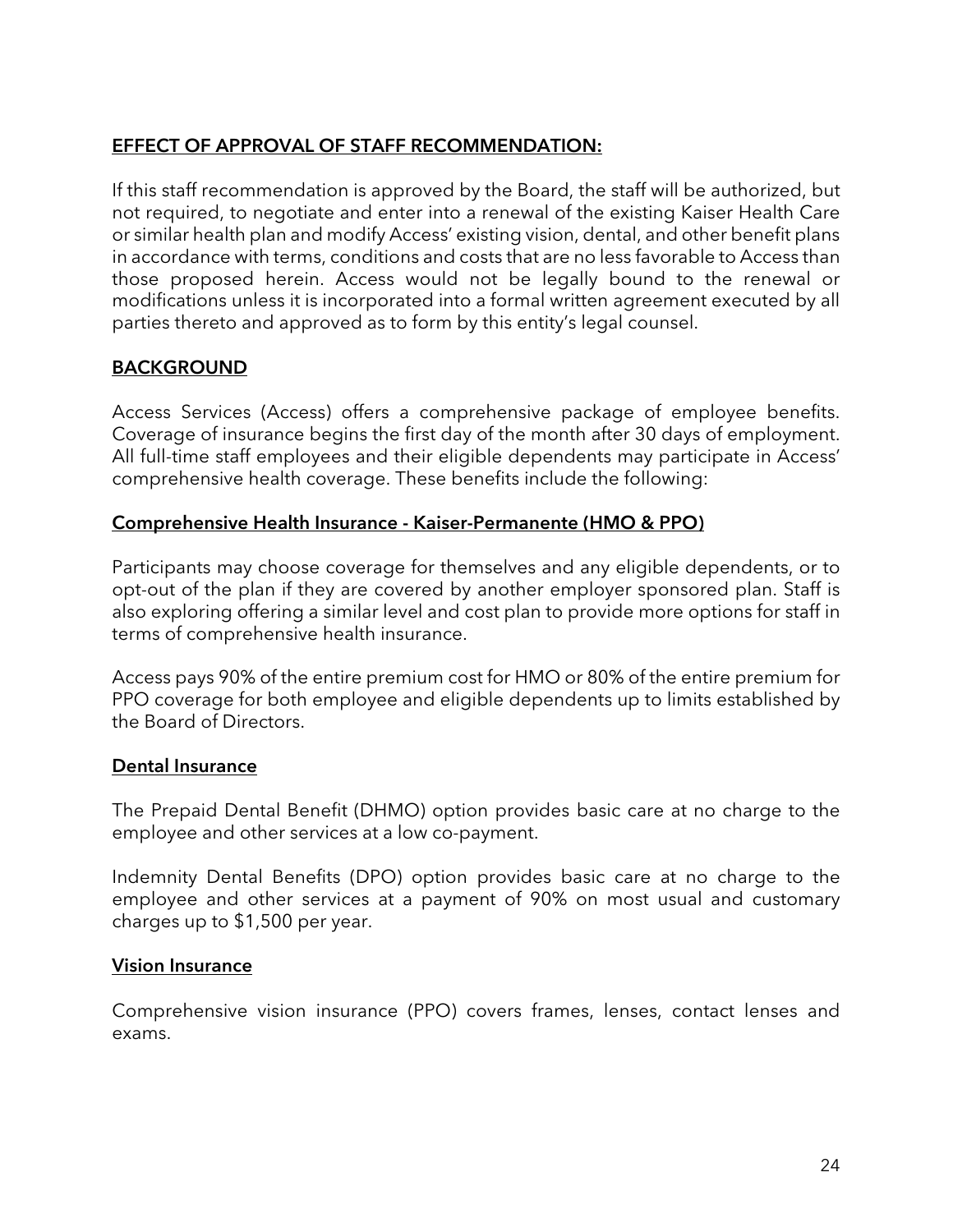## EFFECT OF APPROVAL OF STAFF RECOMMENDATION:

If this staff recommendation is approved by the Board, the staff will be authorized, but not required, to negotiate and enter into a renewal of the existing Kaiser Health Care or similar health plan and modify Access' existing vision, dental, and other benefit plans in accordance with terms, conditions and costs that are no less favorable to Access than those proposed herein. Access would not be legally bound to the renewal or modifications unless it is incorporated into a formal written agreement executed by all parties thereto and approved as to form by this entity's legal counsel.

## BACKGROUND

Access Services (Access) offers a comprehensive package of employee benefits. Coverage of insurance begins the first day of the month after 30 days of employment. All full-time staff employees and their eligible dependents may participate in Access' comprehensive health coverage. These benefits include the following:

### Comprehensive Health Insurance - Kaiser-Permanente (HMO & PPO)

Participants may choose coverage for themselves and any eligible dependents, or to opt-out of the plan if they are covered by another employer sponsored plan. Staff is also exploring offering a similar level and cost plan to provide more options for staff in terms of comprehensive health insurance.

Access pays 90% of the entire premium cost for HMO or 80% of the entire premium for PPO coverage for both employee and eligible dependents up to limits established by the Board of Directors.

### Dental Insurance

The Prepaid Dental Benefit (DHMO) option provides basic care at no charge to the employee and other services at a low co-payment.

Indemnity Dental Benefits (DPO) option provides basic care at no charge to the employee and other services at a payment of 90% on most usual and customary charges up to $1,500 per year.

### Vision Insurance

Comprehensive vision insurance (PPO) covers frames, lenses, contact lenses and exams.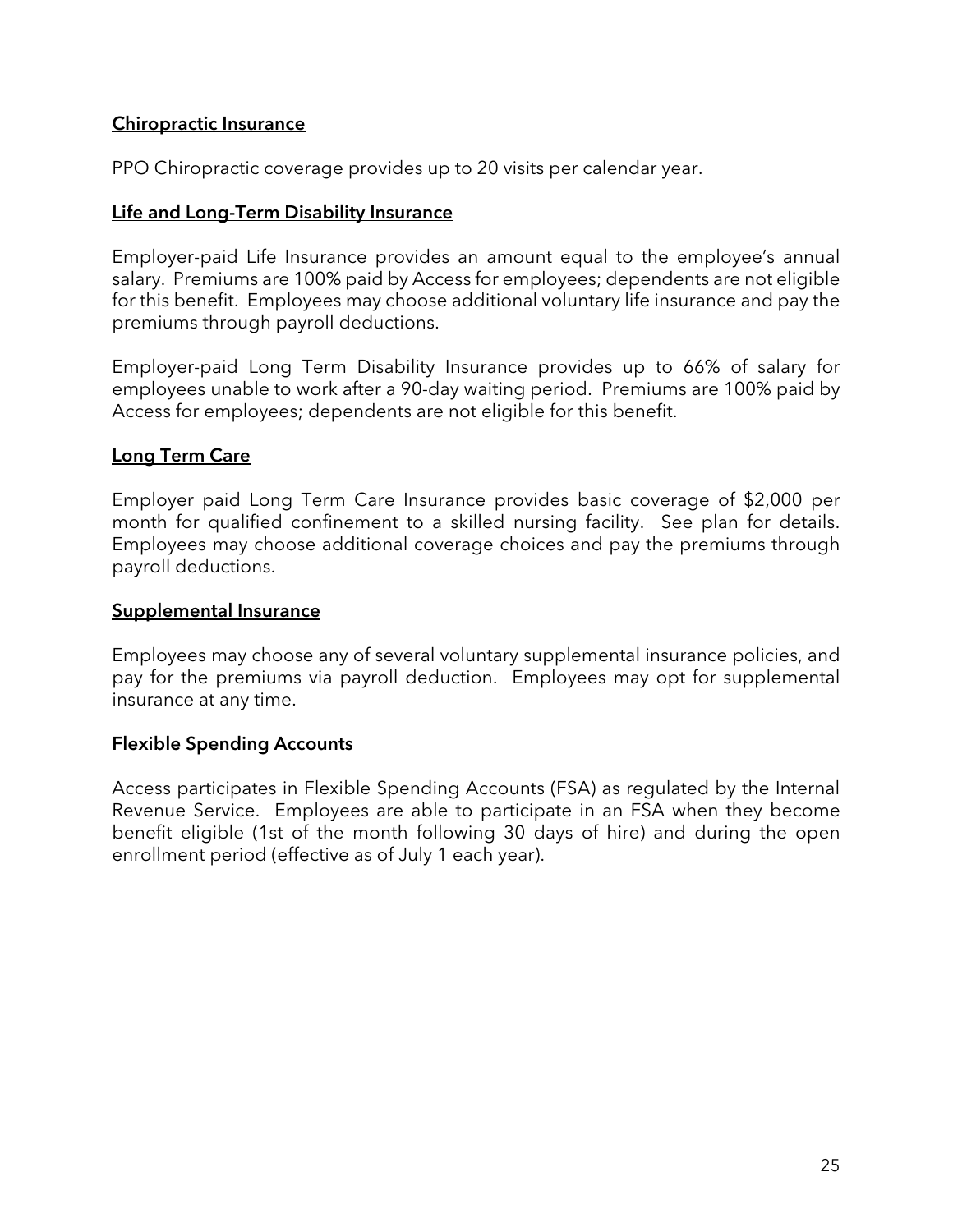## Chiropractic Insurance

PPO Chiropractic coverage provides up to 20 visits per calendar year.

## Life and Long-Term Disability Insurance

Employer-paid Life Insurance provides an amount equal to the employee's annual salary. Premiums are 100% paid by Access for employees; dependents are not eligible for this benefit. Employees may choose additional voluntary life insurance and pay the premiums through payroll deductions.

Employer-paid Long Term Disability Insurance provides up to 66% of salary for employees unable to work after a 90-day waiting period. Premiums are 100% paid by Access for employees; dependents are not eligible for this benefit.

## Long Term Care

Employer paid Long Term Care Insurance provides basic coverage of $2,000 per month for qualified confinement to a skilled nursing facility. See plan for details. Employees may choose additional coverage choices and pay the premiums through payroll deductions.

## Supplemental Insurance

Employees may choose any of several voluntary supplemental insurance policies, and pay for the premiums via payroll deduction. Employees may opt for supplemental insurance at any time.

## Flexible Spending Accounts

Access participates in Flexible Spending Accounts (FSA) as regulated by the Internal Revenue Service. Employees are able to participate in an FSA when they become benefit eligible (1st of the month following 30 days of hire) and during the open enrollment period (effective as of July 1 each year).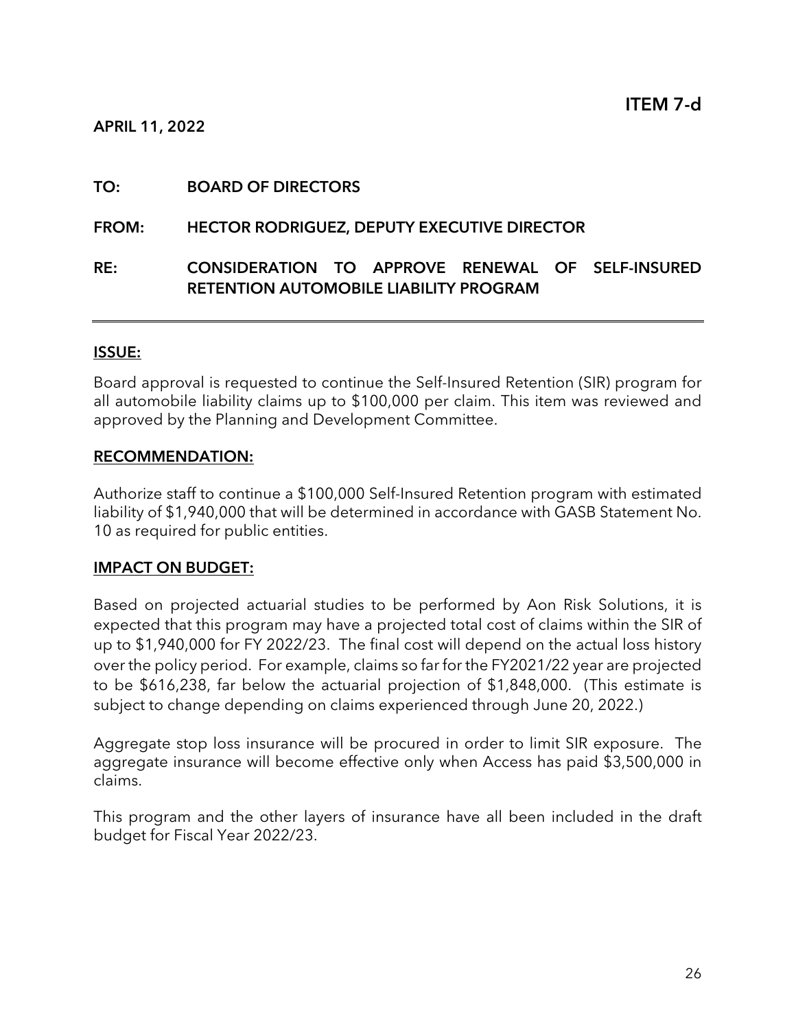**ITEM 7-d**

**APRIL 11, 2022**

**TO:** BOARD OF DIRECTORS

**FROM:** HECTOR RODRIGUEZ, DEPUTY EXECUTIVE DIRECTOR

**RE:** CONSIDERATION TO APPROVE RENEWAL OF SELF-INSURED RETENTION AUTOMOBILE LIABILITY PROGRAM

---

**ISSUE:**

Board approval is requested to continue the Self-Insured Retention (SIR) program for all automobile liability claims up to $100,000 per claim. This item was reviewed and approved by the Planning and Development Committee.

**RECOMMENDATION:**

Authorize staff to continue a $100,000 Self-Insured Retention program with estimated liability of $1,940,000 that will be determined in accordance with GASB Statement No. 10 as required for public entities.

**IMPACT ON BUDGET:**

Based on projected actuarial studies to be performed by Aon Risk Solutions, it is expected that this program may have a projected total cost of claims within the SIR of up to $1,940,000 for FY 2022/23. The final cost will depend on the actual loss history over the policy period. For example, claims so far for the FY2021/22 year are projected to be $616,238, far below the actuarial projection of $1,848,000. (This estimate is subject to change depending on claims experienced through June 20, 2022.)

Aggregate stop loss insurance will be procured in order to limit SIR exposure. The aggregate insurance will become effective only when Access has paid $3,500,000 in claims.

This program and the other layers of insurance have all been included in the draft budget for Fiscal Year 2022/23.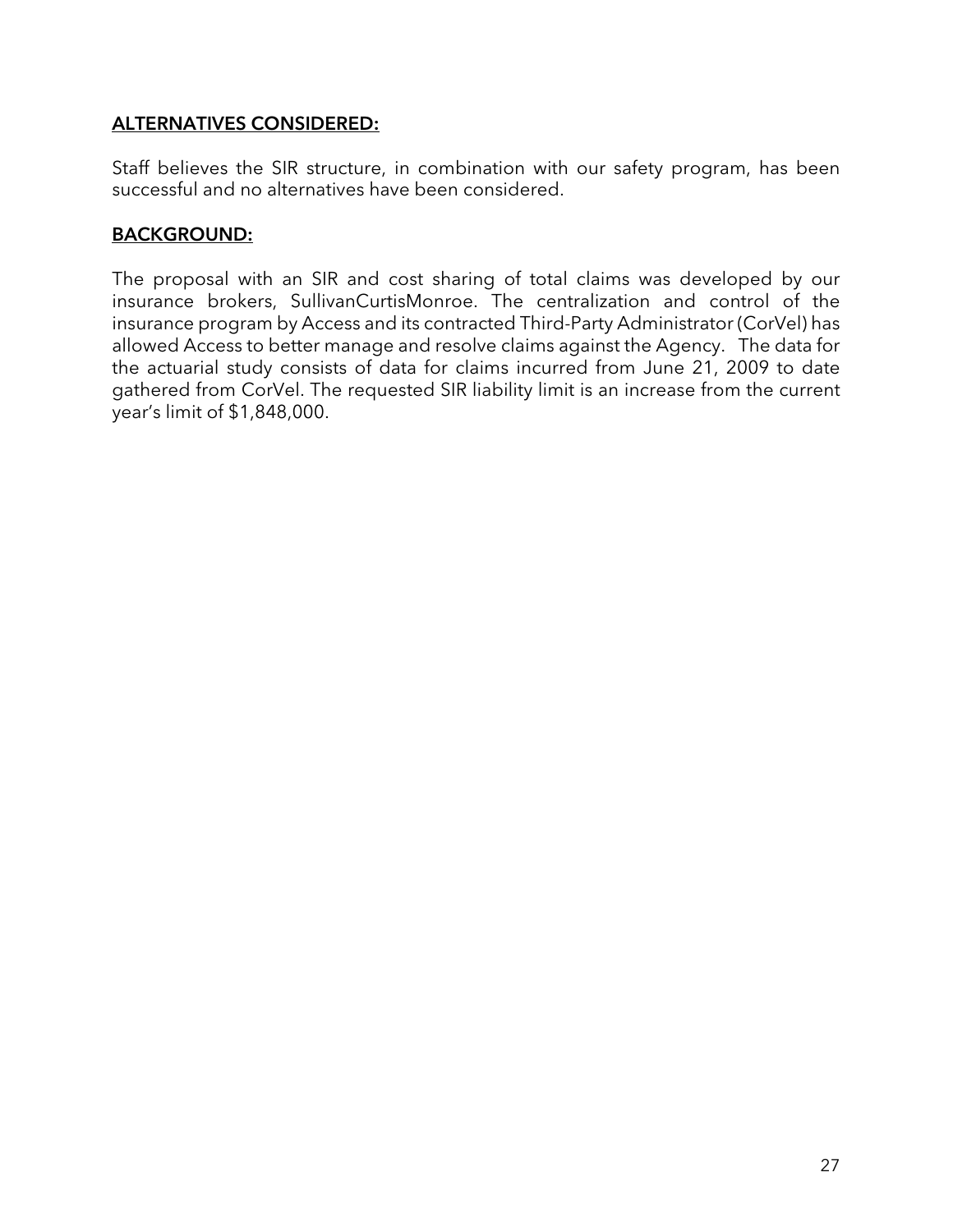**ALTERNATIVES CONSIDERED:**

Staff believes the SIR structure, in combination with our safety program, has been successful and no alternatives have been considered.

**BACKGROUND:**

The proposal with an SIR and cost sharing of total claims was developed by our insurance brokers, SullivanCurtisMonroe. The centralization and control of the insurance program by Access and its contracted Third-Party Administrator (CorVel) has allowed Access to better manage and resolve claims against the Agency. The data for the actuarial study consists of data for claims incurred from June 21, 2009 to date gathered from CorVel. The requested SIR liability limit is an increase from the current year's limit of $1,848,000.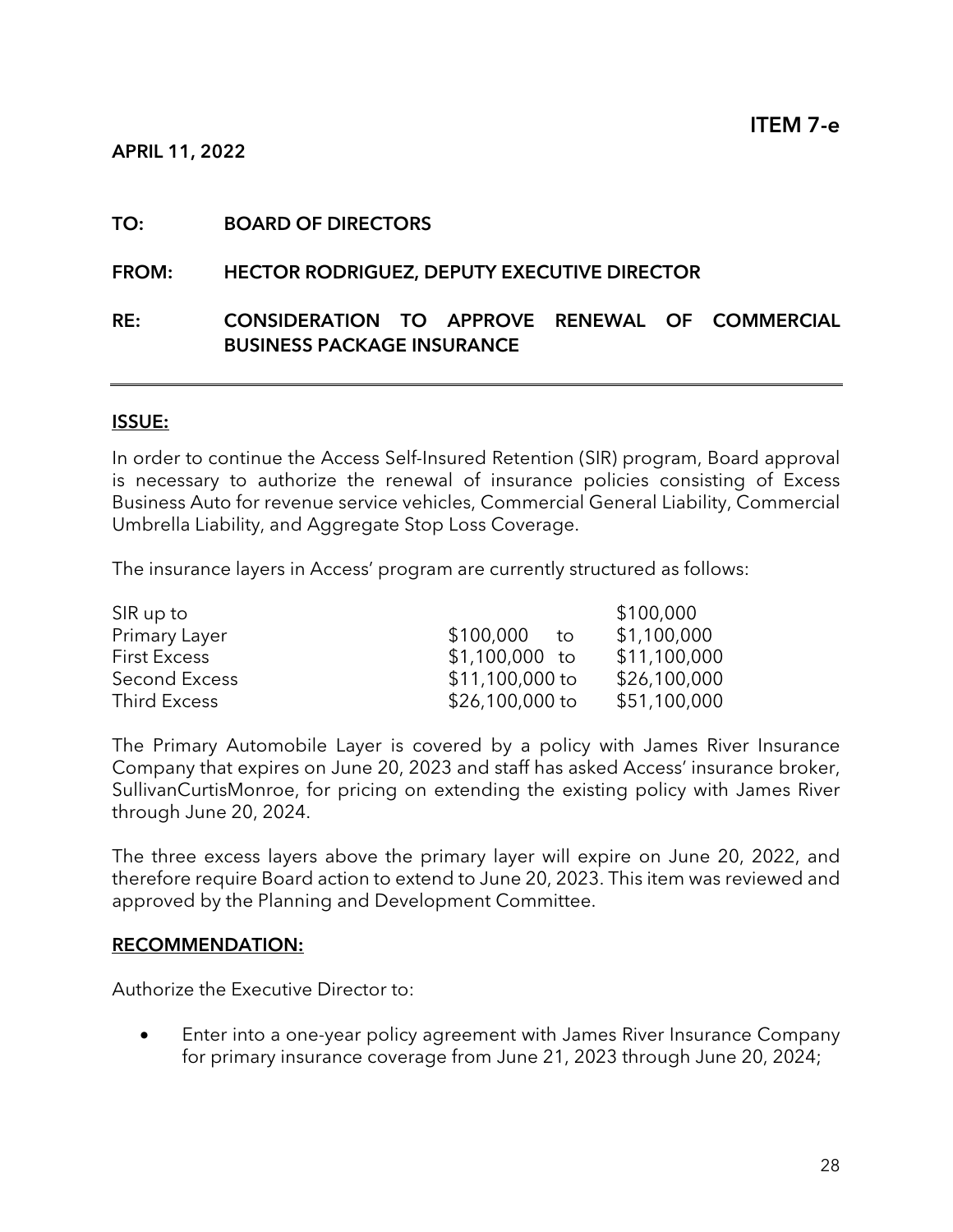**ITEM 7-e**

**APRIL 11, 2022**

**TO:** **BOARD OF DIRECTORS**

**FROM:** **HECTOR RODRIGUEZ, DEPUTY EXECUTIVE DIRECTOR**

**RE:** **CONSIDERATION TO APPROVE RENEWAL OF COMMERCIAL BUSINESS PACKAGE INSURANCE**

---

## ISSUE:

In order to continue the Access Self-Insured Retention (SIR) program, Board approval is necessary to authorize the renewal of insurance policies consisting of Excess Business Auto for revenue service vehicles, Commercial General Liability, Commercial Umbrella Liability, and Aggregate Stop Loss Coverage.

The insurance layers in Access' program are currently structured as follows:

| | | |
|---|---|---|
| SIR up to | | \$100,000 |
| Primary Layer | \$100,000 to | \$1,100,000 |
| First Excess | \$1,100,000 to | \$11,100,000 |
| Second Excess | \$11,100,000 to | \$26,100,000 |
| Third Excess | \$26,100,000 to | \$51,100,000 |

The Primary Automobile Layer is covered by a policy with James River Insurance Company that expires on June 20, 2023 and staff has asked Access' insurance broker, SullivanCurtisMonroe, for pricing on extending the existing policy with James River through June 20, 2024.

The three excess layers above the primary layer will expire on June 20, 2022, and therefore require Board action to extend to June 20, 2023. This item was reviewed and approved by the Planning and Development Committee.

## RECOMMENDATION:

Authorize the Executive Director to:

- Enter into a one-year policy agreement with James River Insurance Company for primary insurance coverage from June 21, 2023 through June 20, 2024;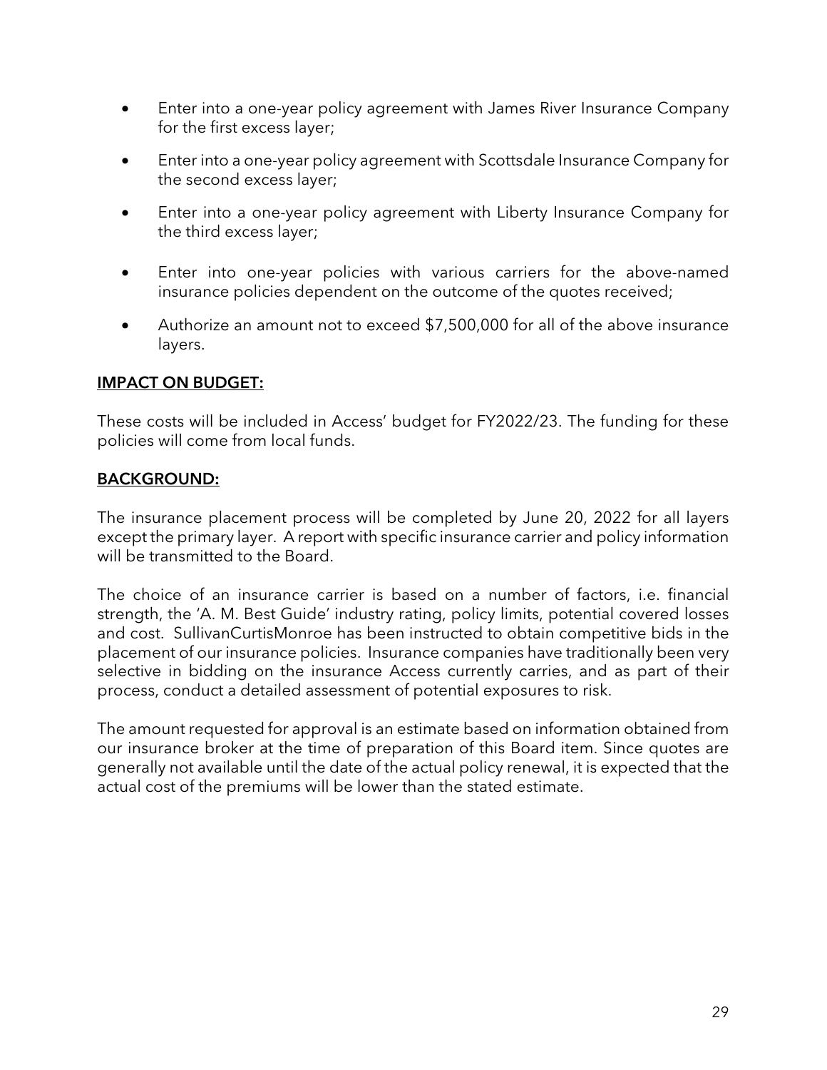- Enter into a one-year policy agreement with James River Insurance Company for the first excess layer;
- Enter into a one-year policy agreement with Scottsdale Insurance Company for the second excess layer;
- Enter into a one-year policy agreement with Liberty Insurance Company for the third excess layer;
- Enter into one-year policies with various carriers for the above-named insurance policies dependent on the outcome of the quotes received;
- Authorize an amount not to exceed $7,500,000 for all of the above insurance layers.

**IMPACT ON BUDGET:**

These costs will be included in Access' budget for FY2022/23. The funding for these policies will come from local funds.

**BACKGROUND:**

The insurance placement process will be completed by June 20, 2022 for all layers except the primary layer. A report with specific insurance carrier and policy information will be transmitted to the Board.

The choice of an insurance carrier is based on a number of factors, i.e. financial strength, the 'A. M. Best Guide' industry rating, policy limits, potential covered losses and cost. SullivanCurtisMonroe has been instructed to obtain competitive bids in the placement of our insurance policies. Insurance companies have traditionally been very selective in bidding on the insurance Access currently carries, and as part of their process, conduct a detailed assessment of potential exposures to risk.

The amount requested for approval is an estimate based on information obtained from our insurance broker at the time of preparation of this Board item. Since quotes are generally not available until the date of the actual policy renewal, it is expected that the actual cost of the premiums will be lower than the stated estimate.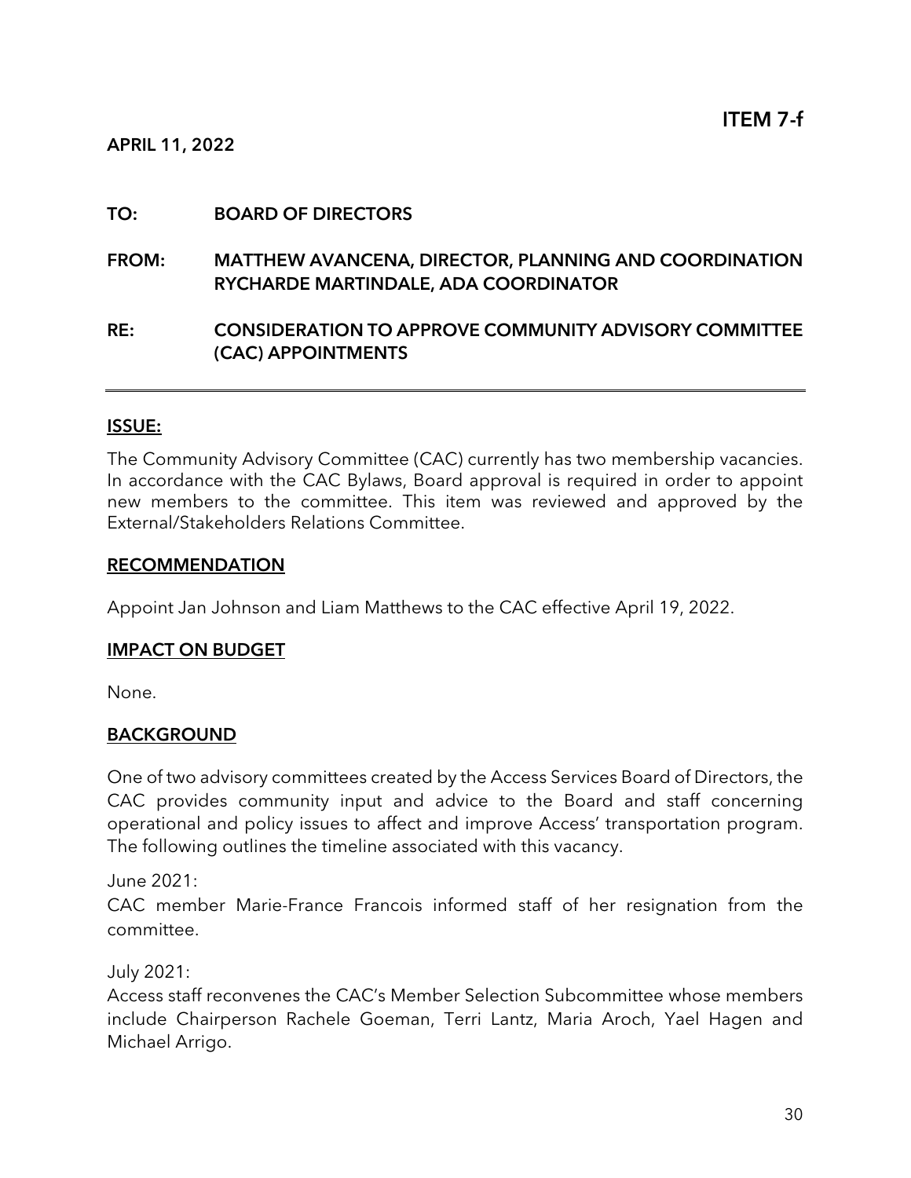**ITEM 7-f**

**APRIL 11, 2022**

**TO:** BOARD OF DIRECTORS

**FROM:** MATTHEW AVANCENA, DIRECTOR, PLANNING AND COORDINATION
RYCHARDE MARTINDALE, ADA COORDINATOR

**RE:** CONSIDERATION TO APPROVE COMMUNITY ADVISORY COMMITTEE (CAC) APPOINTMENTS

---

## ISSUE:

The Community Advisory Committee (CAC) currently has two membership vacancies. In accordance with the CAC Bylaws, Board approval is required in order to appoint new members to the committee. This item was reviewed and approved by the External/Stakeholders Relations Committee.

## RECOMMENDATION

Appoint Jan Johnson and Liam Matthews to the CAC effective April 19, 2022.

## IMPACT ON BUDGET

None.

## BACKGROUND

One of two advisory committees created by the Access Services Board of Directors, the CAC provides community input and advice to the Board and staff concerning operational and policy issues to affect and improve Access' transportation program. The following outlines the timeline associated with this vacancy.

June 2021:
CAC member Marie-France Francois informed staff of her resignation from the committee.

July 2021:
Access staff reconvenes the CAC's Member Selection Subcommittee whose members include Chairperson Rachele Goeman, Terri Lantz, Maria Aroch, Yael Hagen and Michael Arrigo.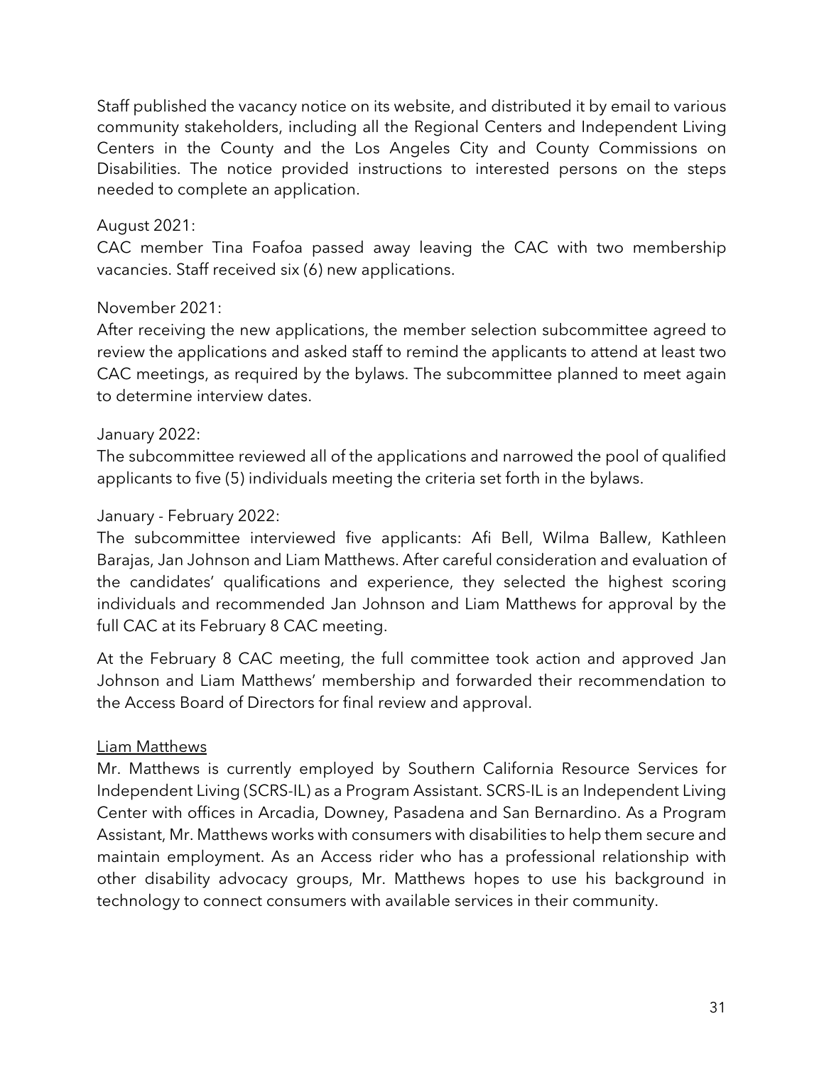Staff published the vacancy notice on its website, and distributed it by email to various community stakeholders, including all the Regional Centers and Independent Living Centers in the County and the Los Angeles City and County Commissions on Disabilities. The notice provided instructions to interested persons on the steps needed to complete an application.

August 2021:
CAC member Tina Foafoa passed away leaving the CAC with two membership vacancies. Staff received six (6) new applications.

November 2021:
After receiving the new applications, the member selection subcommittee agreed to review the applications and asked staff to remind the applicants to attend at least two CAC meetings, as required by the bylaws. The subcommittee planned to meet again to determine interview dates.

January 2022:
The subcommittee reviewed all of the applications and narrowed the pool of qualified applicants to five (5) individuals meeting the criteria set forth in the bylaws.

January - February 2022:
The subcommittee interviewed five applicants: Afi Bell, Wilma Ballew, Kathleen Barajas, Jan Johnson and Liam Matthews. After careful consideration and evaluation of the candidates' qualifications and experience, they selected the highest scoring individuals and recommended Jan Johnson and Liam Matthews for approval by the full CAC at its February 8 CAC meeting.

At the February 8 CAC meeting, the full committee took action and approved Jan Johnson and Liam Matthews' membership and forwarded their recommendation to the Access Board of Directors for final review and approval.

<u>Liam Matthews</u>
Mr. Matthews is currently employed by Southern California Resource Services for Independent Living (SCRS-IL) as a Program Assistant. SCRS-IL is an Independent Living Center with offices in Arcadia, Downey, Pasadena and San Bernardino. As a Program Assistant, Mr. Matthews works with consumers with disabilities to help them secure and maintain employment. As an Access rider who has a professional relationship with other disability advocacy groups, Mr. Matthews hopes to use his background in technology to connect consumers with available services in their community.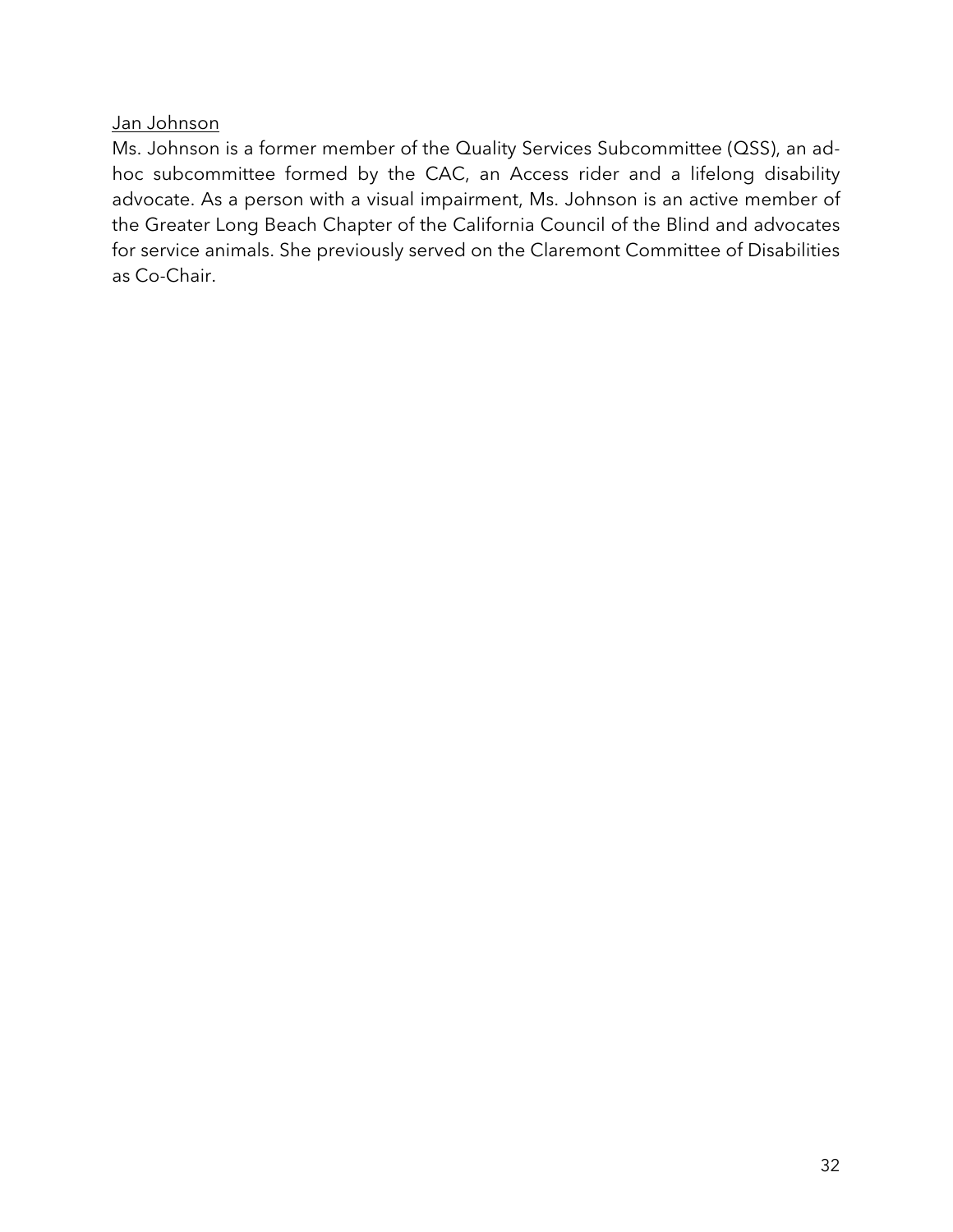<u>Jan Johnson</u>

Ms. Johnson is a former member of the Quality Services Subcommittee (QSS), an ad-hoc subcommittee formed by the CAC, an Access rider and a lifelong disability advocate. As a person with a visual impairment, Ms. Johnson is an active member of the Greater Long Beach Chapter of the California Council of the Blind and advocates for service animals. She previously served on the Claremont Committee of Disabilities as Co-Chair.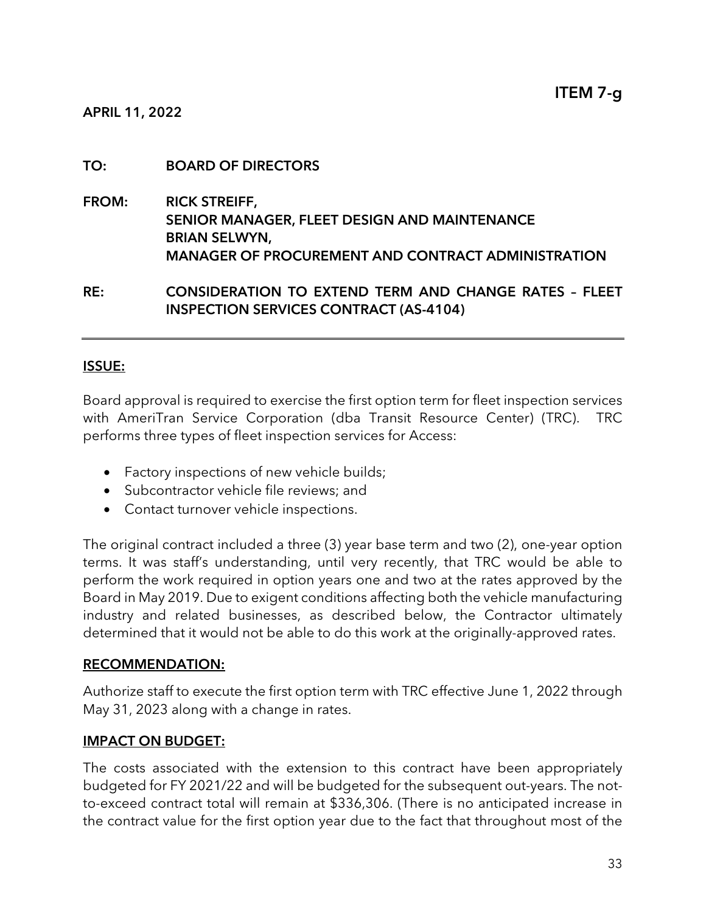**ITEM 7-g**

**APRIL 11, 2022**

**TO:** **BOARD OF DIRECTORS**

**FROM:** **RICK STREIFF,**
**SENIOR MANAGER, FLEET DESIGN AND MAINTENANCE**
**BRIAN SELWYN,**
**MANAGER OF PROCUREMENT AND CONTRACT ADMINISTRATION**

**RE:** **CONSIDERATION TO EXTEND TERM AND CHANGE RATES – FLEET INSPECTION SERVICES CONTRACT (AS-4104)**

---

## ISSUE:

Board approval is required to exercise the first option term for fleet inspection services with AmeriTran Service Corporation (dba Transit Resource Center) (TRC). TRC performs three types of fleet inspection services for Access:

- Factory inspections of new vehicle builds;
- Subcontractor vehicle file reviews; and
- Contact turnover vehicle inspections.

The original contract included a three (3) year base term and two (2), one-year option terms. It was staff's understanding, until very recently, that TRC would be able to perform the work required in option years one and two at the rates approved by the Board in May 2019. Due to exigent conditions affecting both the vehicle manufacturing industry and related businesses, as described below, the Contractor ultimately determined that it would not be able to do this work at the originally-approved rates.

## RECOMMENDATION:

Authorize staff to execute the first option term with TRC effective June 1, 2022 through May 31, 2023 along with a change in rates.

## IMPACT ON BUDGET:

The costs associated with the extension to this contract have been appropriately budgeted for FY 2021/22 and will be budgeted for the subsequent out-years. The not-to-exceed contract total will remain at $336,306. (There is no anticipated increase in the contract value for the first option year due to the fact that throughout most of the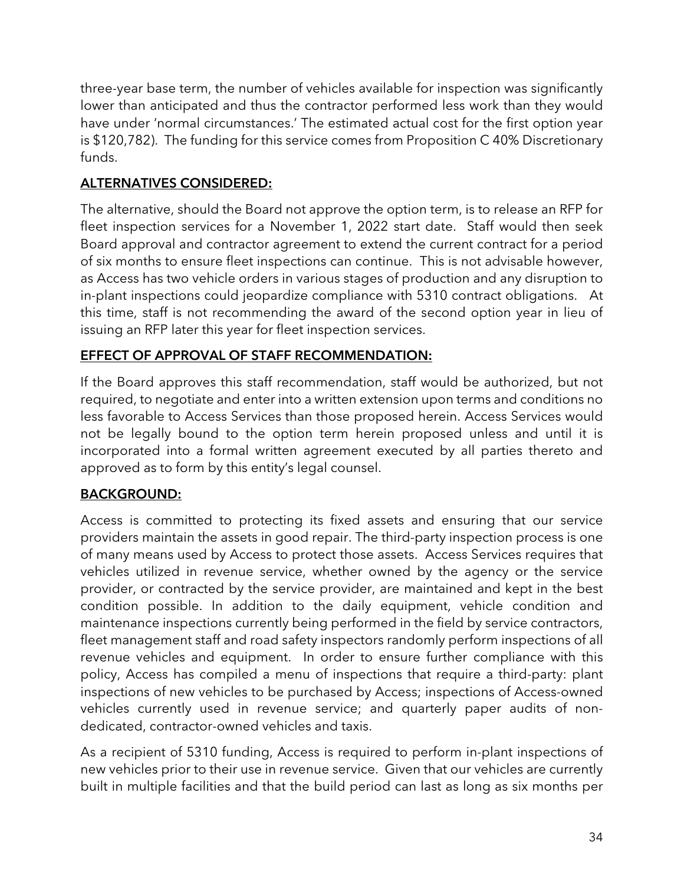three-year base term, the number of vehicles available for inspection was significantly lower than anticipated and thus the contractor performed less work than they would have under 'normal circumstances.' The estimated actual cost for the first option year is $120,782). The funding for this service comes from Proposition C 40% Discretionary funds.

## ALTERNATIVES CONSIDERED:

The alternative, should the Board not approve the option term, is to release an RFP for fleet inspection services for a November 1, 2022 start date. Staff would then seek Board approval and contractor agreement to extend the current contract for a period of six months to ensure fleet inspections can continue. This is not advisable however, as Access has two vehicle orders in various stages of production and any disruption to in-plant inspections could jeopardize compliance with 5310 contract obligations. At this time, staff is not recommending the award of the second option year in lieu of issuing an RFP later this year for fleet inspection services.

## EFFECT OF APPROVAL OF STAFF RECOMMENDATION:

If the Board approves this staff recommendation, staff would be authorized, but not required, to negotiate and enter into a written extension upon terms and conditions no less favorable to Access Services than those proposed herein. Access Services would not be legally bound to the option term herein proposed unless and until it is incorporated into a formal written agreement executed by all parties thereto and approved as to form by this entity's legal counsel.

## BACKGROUND:

Access is committed to protecting its fixed assets and ensuring that our service providers maintain the assets in good repair. The third-party inspection process is one of many means used by Access to protect those assets. Access Services requires that vehicles utilized in revenue service, whether owned by the agency or the service provider, or contracted by the service provider, are maintained and kept in the best condition possible. In addition to the daily equipment, vehicle condition and maintenance inspections currently being performed in the field by service contractors, fleet management staff and road safety inspectors randomly perform inspections of all revenue vehicles and equipment. In order to ensure further compliance with this policy, Access has compiled a menu of inspections that require a third-party: plant inspections of new vehicles to be purchased by Access; inspections of Access-owned vehicles currently used in revenue service; and quarterly paper audits of non-dedicated, contractor-owned vehicles and taxis.

As a recipient of 5310 funding, Access is required to perform in-plant inspections of new vehicles prior to their use in revenue service. Given that our vehicles are currently built in multiple facilities and that the build period can last as long as six months per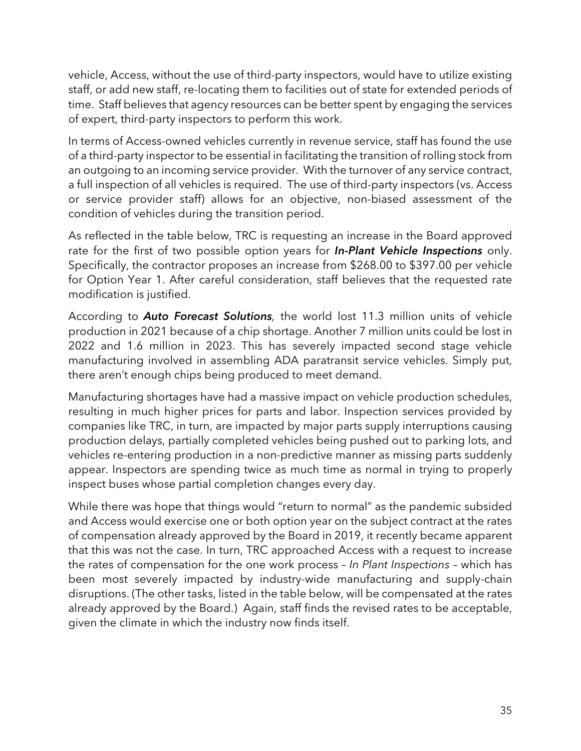vehicle, Access, without the use of third-party inspectors, would have to utilize existing staff, or add new staff, re-locating them to facilities out of state for extended periods of time. Staff believes that agency resources can be better spent by engaging the services of expert, third-party inspectors to perform this work.

In terms of Access-owned vehicles currently in revenue service, staff has found the use of a third-party inspector to be essential in facilitating the transition of rolling stock from an outgoing to an incoming service provider. With the turnover of any service contract, a full inspection of all vehicles is required. The use of third-party inspectors (vs. Access or service provider staff) allows for an objective, non-biased assessment of the condition of vehicles during the transition period.

As reflected in the table below, TRC is requesting an increase in the Board approved rate for the first of two possible option years for ***In-Plant Vehicle Inspections*** only. Specifically, the contractor proposes an increase from $268.00 to $397.00 per vehicle for Option Year 1. After careful consideration, staff believes that the requested rate modification is justified.

According to ***Auto Forecast Solutions****,* the world lost 11.3 million units of vehicle production in 2021 because of a chip shortage. Another 7 million units could be lost in 2022 and 1.6 million in 2023. This has severely impacted second stage vehicle manufacturing involved in assembling ADA paratransit service vehicles. Simply put, there aren't enough chips being produced to meet demand.

Manufacturing shortages have had a massive impact on vehicle production schedules, resulting in much higher prices for parts and labor. Inspection services provided by companies like TRC, in turn, are impacted by major parts supply interruptions causing production delays, partially completed vehicles being pushed out to parking lots, and vehicles re-entering production in a non-predictive manner as missing parts suddenly appear. Inspectors are spending twice as much time as normal in trying to properly inspect buses whose partial completion changes every day.

While there was hope that things would "return to normal" as the pandemic subsided and Access would exercise one or both option year on the subject contract at the rates of compensation already approved by the Board in 2019, it recently became apparent that this was not the case. In turn, TRC approached Access with a request to increase the rates of compensation for the one work process – *In Plant Inspections* – which has been most severely impacted by industry-wide manufacturing and supply-chain disruptions. (The other tasks, listed in the table below, will be compensated at the rates already approved by the Board.) Again, staff finds the revised rates to be acceptable, given the climate in which the industry now finds itself.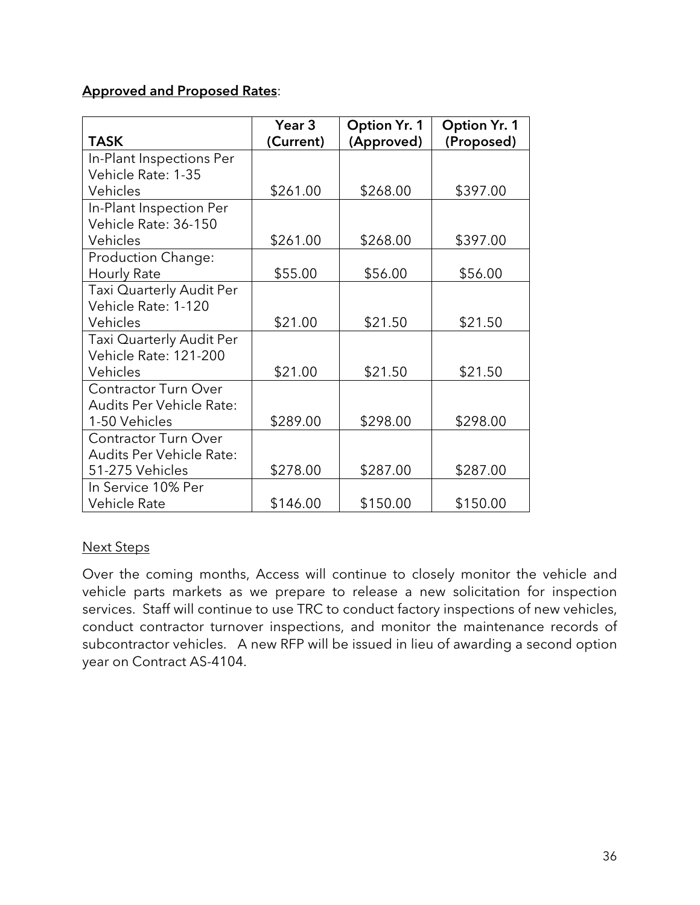**Approved and Proposed Rates**:

| TASK | Year 3 (Current) | Option Yr. 1 (Approved) | Option Yr. 1 (Proposed) |
|---|---|---|---|
| In-Plant Inspections Per Vehicle Rate: 1-35 Vehicles | $261.00 | $268.00 | $397.00 |
| In-Plant Inspection Per Vehicle Rate: 36-150 Vehicles | $261.00 | $268.00 | $397.00 |
| Production Change: Hourly Rate | $55.00 | $56.00 | $56.00 |
| Taxi Quarterly Audit Per Vehicle Rate: 1-120 Vehicles | $21.00 | $21.50 | $21.50 |
| Taxi Quarterly Audit Per Vehicle Rate: 121-200 Vehicles | $21.00 | $21.50 | $21.50 |
| Contractor Turn Over Audits Per Vehicle Rate: 1-50 Vehicles | $289.00 | $298.00 | $298.00 |
| Contractor Turn Over Audits Per Vehicle Rate: 51-275 Vehicles | $278.00 | $287.00 | $287.00 |
| In Service 10% Per Vehicle Rate | $146.00 | $150.00 | $150.00 |

Next Steps

Over the coming months, Access will continue to closely monitor the vehicle and vehicle parts markets as we prepare to release a new solicitation for inspection services. Staff will continue to use TRC to conduct factory inspections of new vehicles, conduct contractor turnover inspections, and monitor the maintenance records of subcontractor vehicles. A new RFP will be issued in lieu of awarding a second option year on Contract AS-4104.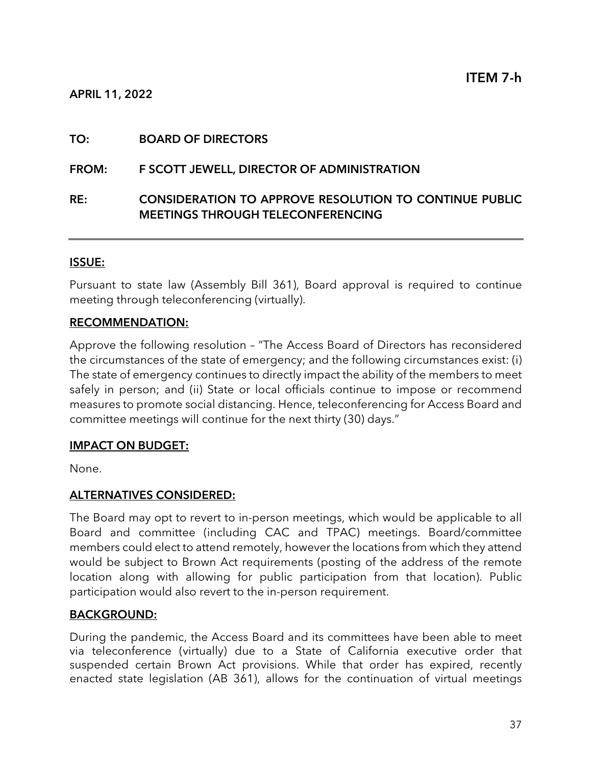**ITEM 7-h**

**APRIL 11, 2022**

**TO:** **BOARD OF DIRECTORS**

**FROM:** **F SCOTT JEWELL, DIRECTOR OF ADMINISTRATION**

**RE:** **CONSIDERATION TO APPROVE RESOLUTION TO CONTINUE PUBLIC MEETINGS THROUGH TELECONFERENCING**

---

## ISSUE:

Pursuant to state law (Assembly Bill 361), Board approval is required to continue meeting through teleconferencing (virtually).

## RECOMMENDATION:

Approve the following resolution – "The Access Board of Directors has reconsidered the circumstances of the state of emergency; and the following circumstances exist: (i) The state of emergency continues to directly impact the ability of the members to meet safely in person; and (ii) State or local officials continue to impose or recommend measures to promote social distancing. Hence, teleconferencing for Access Board and committee meetings will continue for the next thirty (30) days."

## IMPACT ON BUDGET:

None.

## ALTERNATIVES CONSIDERED:

The Board may opt to revert to in-person meetings, which would be applicable to all Board and committee (including CAC and TPAC) meetings. Board/committee members could elect to attend remotely, however the locations from which they attend would be subject to Brown Act requirements (posting of the address of the remote location along with allowing for public participation from that location). Public participation would also revert to the in-person requirement.

## BACKGROUND:

During the pandemic, the Access Board and its committees have been able to meet via teleconference (virtually) due to a State of California executive order that suspended certain Brown Act provisions. While that order has expired, recently enacted state legislation (AB 361), allows for the continuation of virtual meetings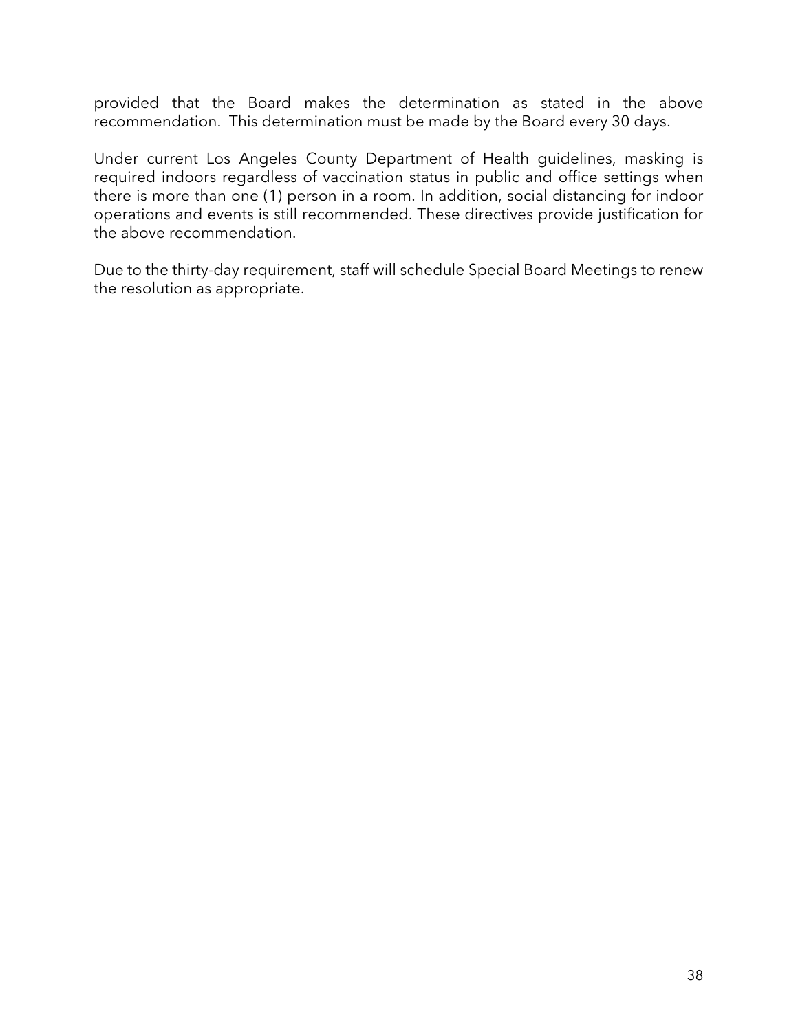provided that the Board makes the determination as stated in the above recommendation. This determination must be made by the Board every 30 days.

Under current Los Angeles County Department of Health guidelines, masking is required indoors regardless of vaccination status in public and office settings when there is more than one (1) person in a room. In addition, social distancing for indoor operations and events is still recommended. These directives provide justification for the above recommendation.

Due to the thirty-day requirement, staff will schedule Special Board Meetings to renew the resolution as appropriate.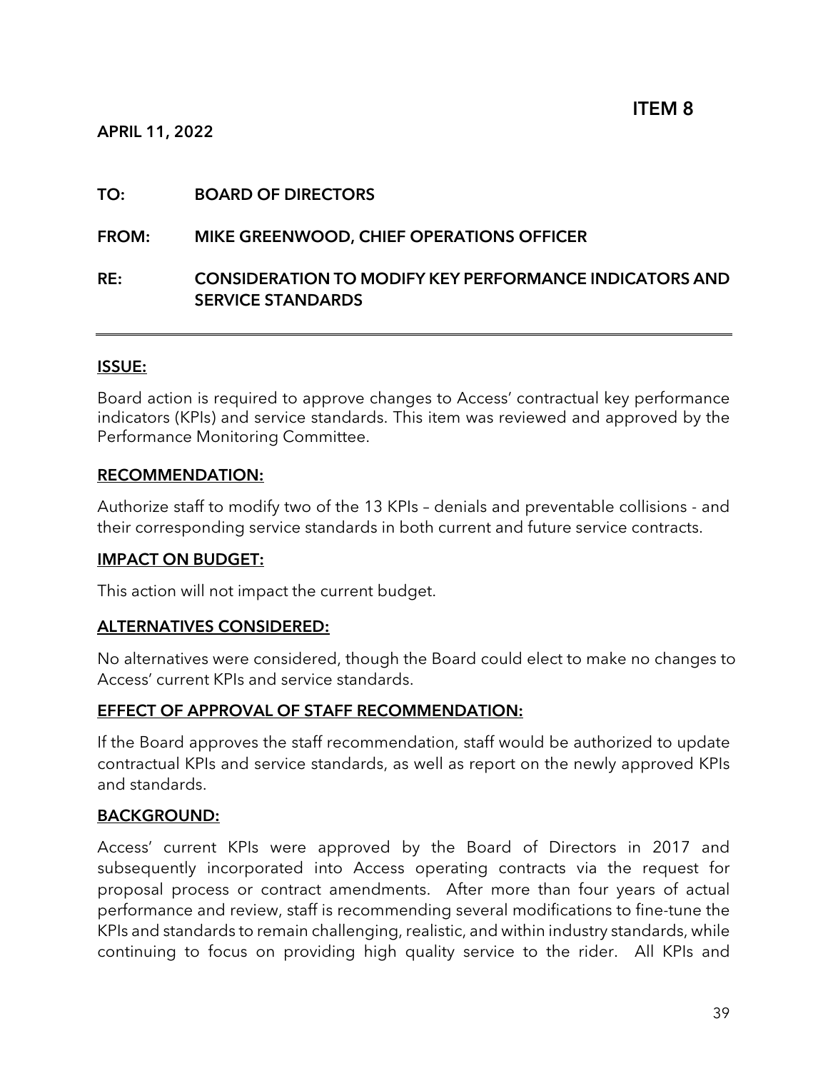**ITEM 8**

**APRIL 11, 2022**

**TO:** **BOARD OF DIRECTORS**

**FROM:** **MIKE GREENWOOD, CHIEF OPERATIONS OFFICER**

**RE:** **CONSIDERATION TO MODIFY KEY PERFORMANCE INDICATORS AND SERVICE STANDARDS**

---

## ISSUE:

Board action is required to approve changes to Access' contractual key performance indicators (KPIs) and service standards. This item was reviewed and approved by the Performance Monitoring Committee.

## RECOMMENDATION:

Authorize staff to modify two of the 13 KPIs – denials and preventable collisions - and their corresponding service standards in both current and future service contracts.

## IMPACT ON BUDGET:

This action will not impact the current budget.

## ALTERNATIVES CONSIDERED:

No alternatives were considered, though the Board could elect to make no changes to Access' current KPIs and service standards.

## EFFECT OF APPROVAL OF STAFF RECOMMENDATION:

If the Board approves the staff recommendation, staff would be authorized to update contractual KPIs and service standards, as well as report on the newly approved KPIs and standards.

## BACKGROUND:

Access' current KPIs were approved by the Board of Directors in 2017 and subsequently incorporated into Access operating contracts via the request for proposal process or contract amendments. After more than four years of actual performance and review, staff is recommending several modifications to fine-tune the KPIs and standards to remain challenging, realistic, and within industry standards, while continuing to focus on providing high quality service to the rider. All KPIs and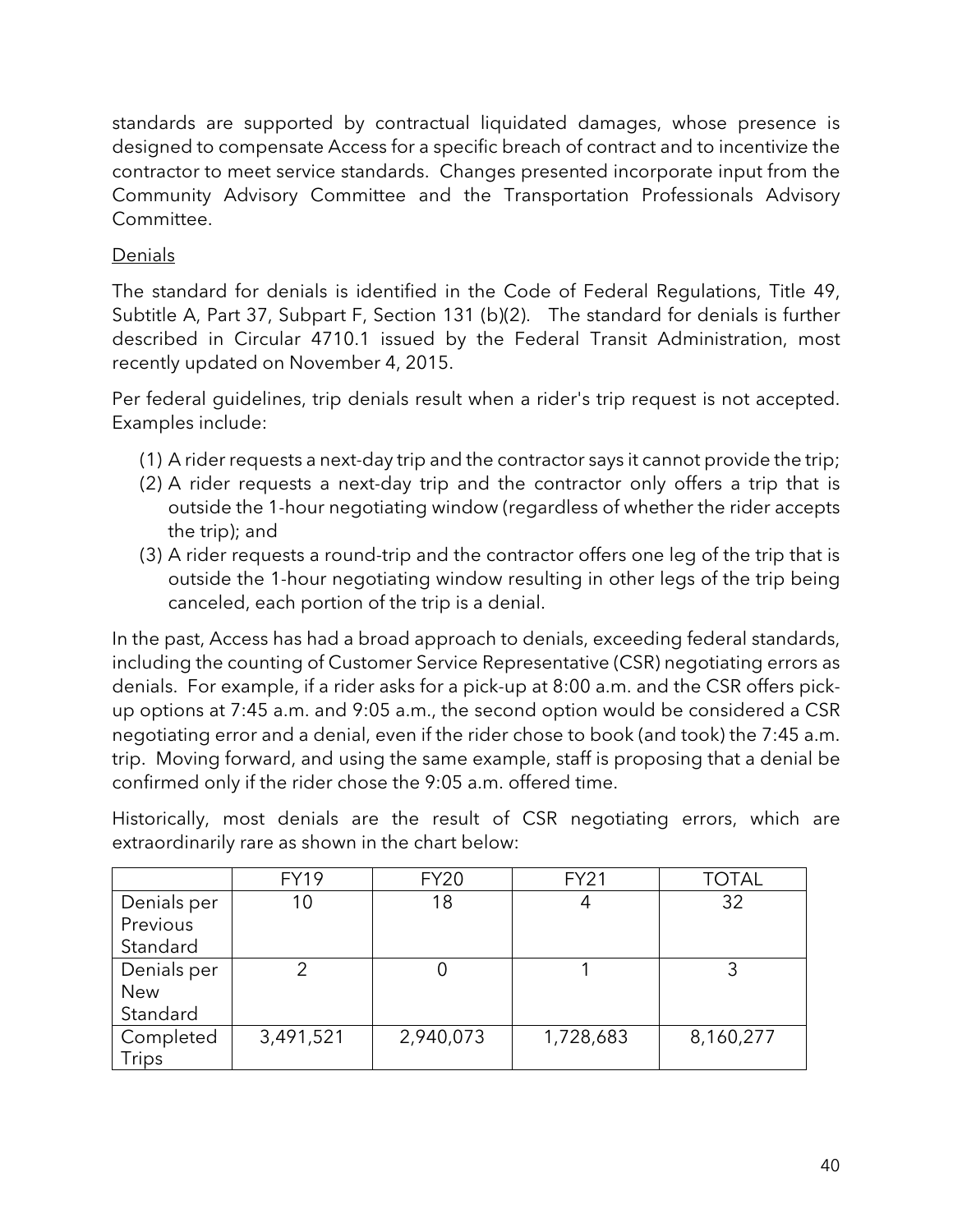standards are supported by contractual liquidated damages, whose presence is designed to compensate Access for a specific breach of contract and to incentivize the contractor to meet service standards. Changes presented incorporate input from the Community Advisory Committee and the Transportation Professionals Advisory Committee.

<u>Denials</u>

The standard for denials is identified in the Code of Federal Regulations, Title 49, Subtitle A, Part 37, Subpart F, Section 131 (b)(2). The standard for denials is further described in Circular 4710.1 issued by the Federal Transit Administration, most recently updated on November 4, 2015.

Per federal guidelines, trip denials result when a rider's trip request is not accepted. Examples include:

(1) A rider requests a next-day trip and the contractor says it cannot provide the trip;
(2) A rider requests a next-day trip and the contractor only offers a trip that is outside the 1-hour negotiating window (regardless of whether the rider accepts the trip); and
(3) A rider requests a round-trip and the contractor offers one leg of the trip that is outside the 1-hour negotiating window resulting in other legs of the trip being canceled, each portion of the trip is a denial.

In the past, Access has had a broad approach to denials, exceeding federal standards, including the counting of Customer Service Representative (CSR) negotiating errors as denials. For example, if a rider asks for a pick-up at 8:00 a.m. and the CSR offers pick-up options at 7:45 a.m. and 9:05 a.m., the second option would be considered a CSR negotiating error and a denial, even if the rider chose to book (and took) the 7:45 a.m. trip. Moving forward, and using the same example, staff is proposing that a denial be confirmed only if the rider chose the 9:05 a.m. offered time.

Historically, most denials are the result of CSR negotiating errors, which are extraordinarily rare as shown in the chart below:

| | FY19 | FY20 | FY21 | TOTAL |
|---|---|---|---|---|
| Denials per Previous Standard | 10 | 18 | 4 | 32 |
| Denials per New Standard | 2 | 0 | 1 | 3 |
| Completed Trips | 3,491,521 | 2,940,073 | 1,728,683 | 8,160,277 |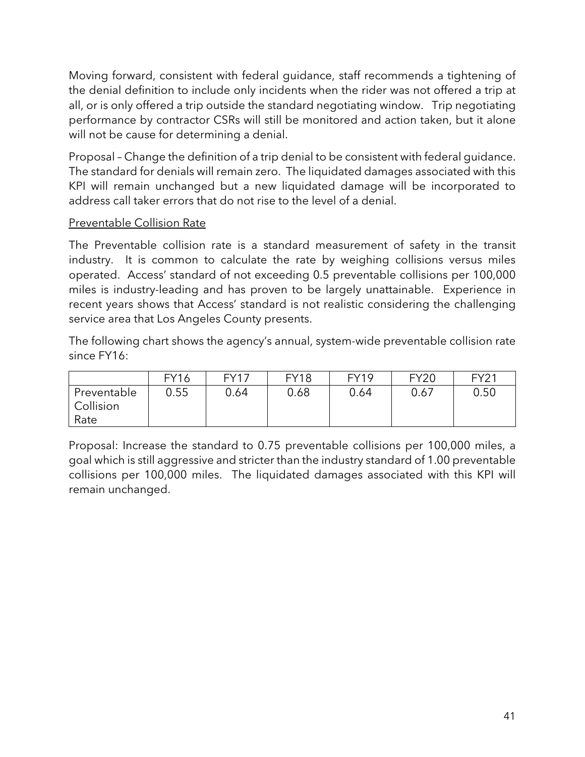Moving forward, consistent with federal guidance, staff recommends a tightening of the denial definition to include only incidents when the rider was not offered a trip at all, or is only offered a trip outside the standard negotiating window. Trip negotiating performance by contractor CSRs will still be monitored and action taken, but it alone will not be cause for determining a denial.

Proposal – Change the definition of a trip denial to be consistent with federal guidance. The standard for denials will remain zero. The liquidated damages associated with this KPI will remain unchanged but a new liquidated damage will be incorporated to address call taker errors that do not rise to the level of a denial.

Preventable Collision Rate

The Preventable collision rate is a standard measurement of safety in the transit industry. It is common to calculate the rate by weighing collisions versus miles operated. Access' standard of not exceeding 0.5 preventable collisions per 100,000 miles is industry-leading and has proven to be largely unattainable. Experience in recent years shows that Access' standard is not realistic considering the challenging service area that Los Angeles County presents.

The following chart shows the agency's annual, system-wide preventable collision rate since FY16:

| | FY16 | FY17 | FY18 | FY19 | FY20 | FY21 |
|---|---|---|---|---|---|---|
| Preventable Collision Rate | 0.55 | 0.64 | 0.68 | 0.64 | 0.67 | 0.50 |

Proposal: Increase the standard to 0.75 preventable collisions per 100,000 miles, a goal which is still aggressive and stricter than the industry standard of 1.00 preventable collisions per 100,000 miles. The liquidated damages associated with this KPI will remain unchanged.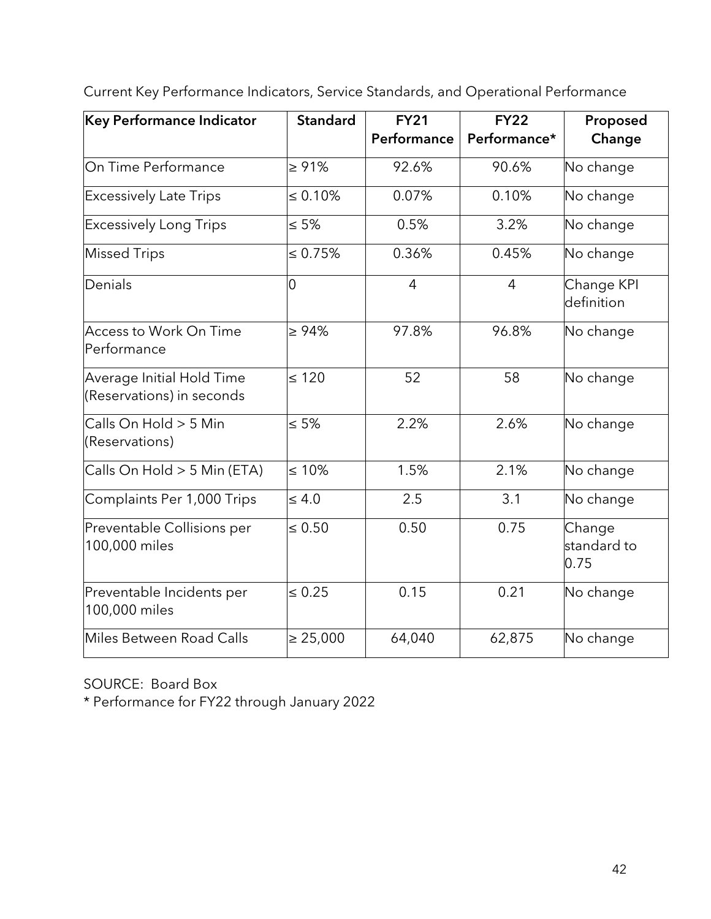Current Key Performance Indicators, Service Standards, and Operational Performance

| Key Performance Indicator | Standard | FY21 Performance | FY22 Performance* | Proposed Change |
|---|---|---|---|---|
| On Time Performance | ≥ 91% | 92.6% | 90.6% | No change |
| Excessively Late Trips | ≤ 0.10% | 0.07% | 0.10% | No change |
| Excessively Long Trips | ≤ 5% | 0.5% | 3.2% | No change |
| Missed Trips | ≤ 0.75% | 0.36% | 0.45% | No change |
| Denials | 0 | 4 | 4 | Change KPI definition |
| Access to Work On Time Performance | ≥ 94% | 97.8% | 96.8% | No change |
| Average Initial Hold Time (Reservations) in seconds | ≤ 120 | 52 | 58 | No change |
| Calls On Hold > 5 Min (Reservations) | ≤ 5% | 2.2% | 2.6% | No change |
| Calls On Hold > 5 Min (ETA) | ≤ 10% | 1.5% | 2.1% | No change |
| Complaints Per 1,000 Trips | ≤ 4.0 | 2.5 | 3.1 | No change |
| Preventable Collisions per 100,000 miles | ≤ 0.50 | 0.50 | 0.75 | Change standard to 0.75 |
| Preventable Incidents per 100,000 miles | ≤ 0.25 | 0.15 | 0.21 | No change |
| Miles Between Road Calls | ≥ 25,000 | 64,040 | 62,875 | No change |

SOURCE: Board Box

* Performance for FY22 through January 2022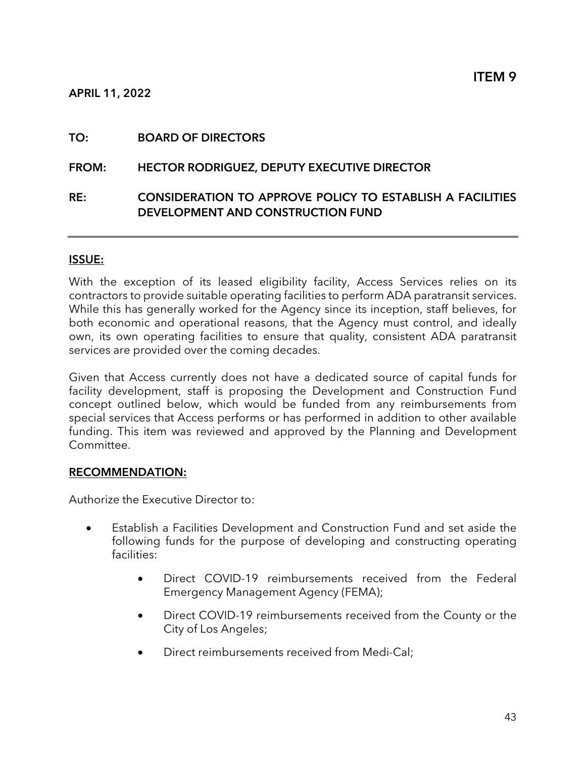**ITEM 9**

**APRIL 11, 2022**

**TO:** **BOARD OF DIRECTORS**

**FROM:** **HECTOR RODRIGUEZ, DEPUTY EXECUTIVE DIRECTOR**

**RE:** **CONSIDERATION TO APPROVE POLICY TO ESTABLISH A FACILITIES DEVELOPMENT AND CONSTRUCTION FUND**

---

**ISSUE:**

With the exception of its leased eligibility facility, Access Services relies on its contractors to provide suitable operating facilities to perform ADA paratransit services. While this has generally worked for the Agency since its inception, staff believes, for both economic and operational reasons, that the Agency must control, and ideally own, its own operating facilities to ensure that quality, consistent ADA paratransit services are provided over the coming decades.

Given that Access currently does not have a dedicated source of capital funds for facility development, staff is proposing the Development and Construction Fund concept outlined below, which would be funded from any reimbursements from special services that Access performs or has performed in addition to other available funding. This item was reviewed and approved by the Planning and Development Committee.

**RECOMMENDATION:**

Authorize the Executive Director to:

- Establish a Facilities Development and Construction Fund and set aside the following funds for the purpose of developing and constructing operating facilities:
    - Direct COVID-19 reimbursements received from the Federal Emergency Management Agency (FEMA);
    - Direct COVID-19 reimbursements received from the County or the City of Los Angeles;
    - Direct reimbursements received from Medi-Cal;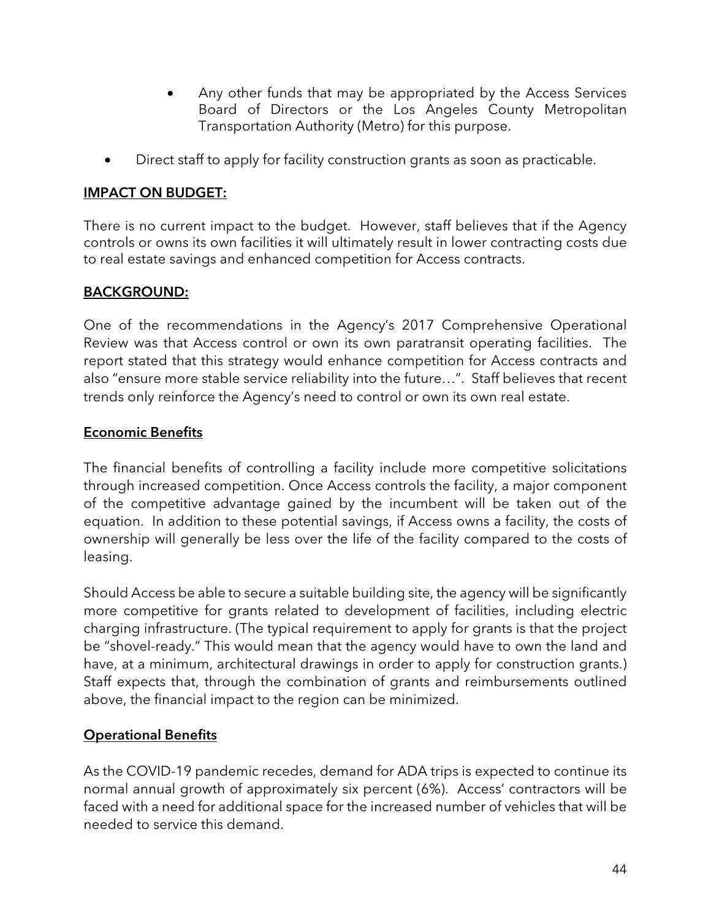- Any other funds that may be appropriated by the Access Services Board of Directors or the Los Angeles County Metropolitan Transportation Authority (Metro) for this purpose.

- Direct staff to apply for facility construction grants as soon as practicable.

**IMPACT ON BUDGET:**

There is no current impact to the budget. However, staff believes that if the Agency controls or owns its own facilities it will ultimately result in lower contracting costs due to real estate savings and enhanced competition for Access contracts.

**BACKGROUND:**

One of the recommendations in the Agency's 2017 Comprehensive Operational Review was that Access control or own its own paratransit operating facilities. The report stated that this strategy would enhance competition for Access contracts and also "ensure more stable service reliability into the future…". Staff believes that recent trends only reinforce the Agency's need to control or own its own real estate.

**Economic Benefits**

The financial benefits of controlling a facility include more competitive solicitations through increased competition. Once Access controls the facility, a major component of the competitive advantage gained by the incumbent will be taken out of the equation. In addition to these potential savings, if Access owns a facility, the costs of ownership will generally be less over the life of the facility compared to the costs of leasing.

Should Access be able to secure a suitable building site, the agency will be significantly more competitive for grants related to development of facilities, including electric charging infrastructure. (The typical requirement to apply for grants is that the project be "shovel-ready." This would mean that the agency would have to own the land and have, at a minimum, architectural drawings in order to apply for construction grants.) Staff expects that, through the combination of grants and reimbursements outlined above, the financial impact to the region can be minimized.

**Operational Benefits**

As the COVID-19 pandemic recedes, demand for ADA trips is expected to continue its normal annual growth of approximately six percent (6%). Access' contractors will be faced with a need for additional space for the increased number of vehicles that will be needed to service this demand.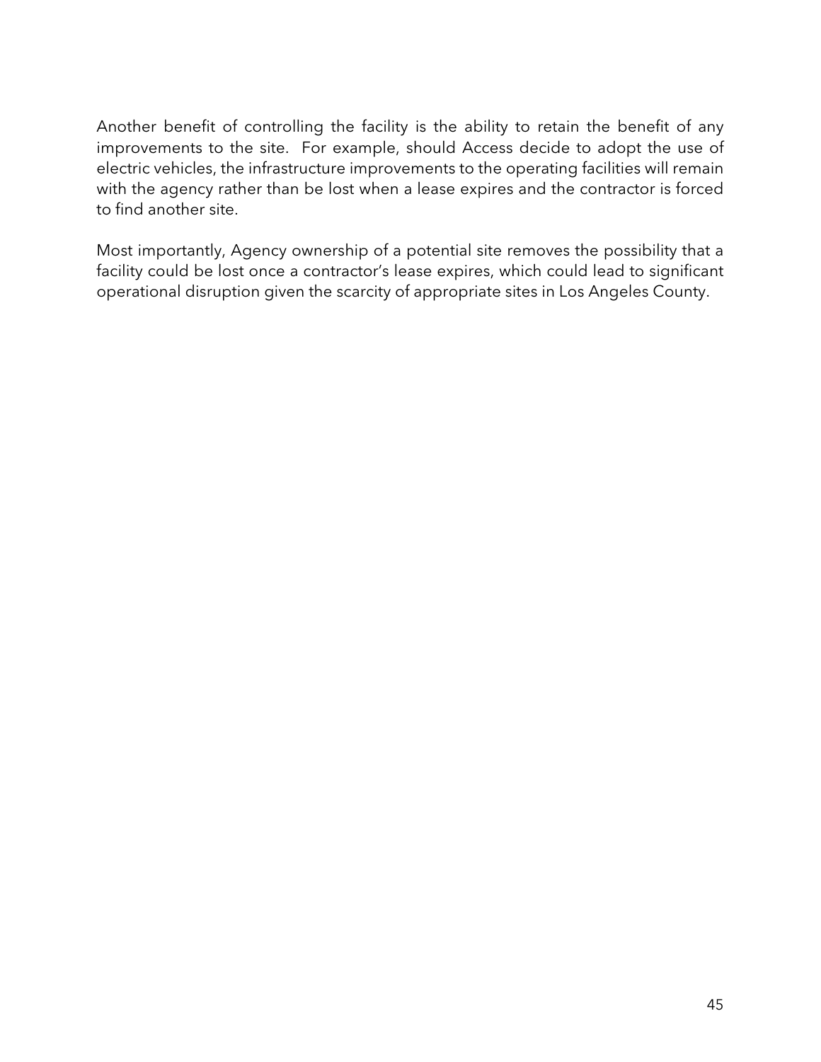Another benefit of controlling the facility is the ability to retain the benefit of any improvements to the site. For example, should Access decide to adopt the use of electric vehicles, the infrastructure improvements to the operating facilities will remain with the agency rather than be lost when a lease expires and the contractor is forced to find another site.

Most importantly, Agency ownership of a potential site removes the possibility that a facility could be lost once a contractor's lease expires, which could lead to significant operational disruption given the scarcity of appropriate sites in Los Angeles County.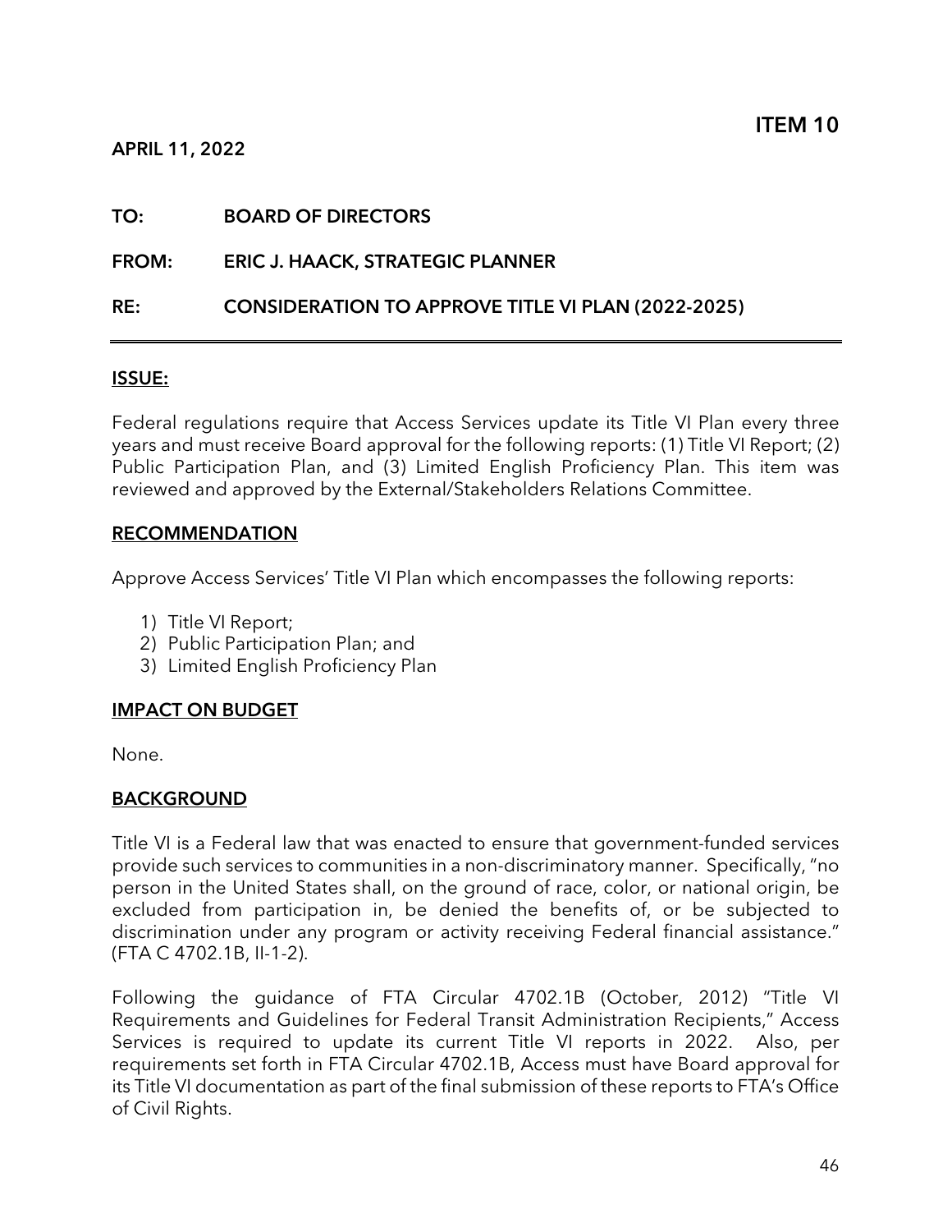**ITEM 10**

**APRIL 11, 2022**

**TO:** **BOARD OF DIRECTORS**

**FROM:** **ERIC J. HAACK, STRATEGIC PLANNER**

**RE:** **CONSIDERATION TO APPROVE TITLE VI PLAN (2022-2025)**

---

## ISSUE:

Federal regulations require that Access Services update its Title VI Plan every three years and must receive Board approval for the following reports: (1) Title VI Report; (2) Public Participation Plan, and (3) Limited English Proficiency Plan. This item was reviewed and approved by the External/Stakeholders Relations Committee.

## RECOMMENDATION

Approve Access Services' Title VI Plan which encompasses the following reports:

1) Title VI Report;
2) Public Participation Plan; and
3) Limited English Proficiency Plan

## IMPACT ON BUDGET

None.

## BACKGROUND

Title VI is a Federal law that was enacted to ensure that government-funded services provide such services to communities in a non-discriminatory manner. Specifically, "no person in the United States shall, on the ground of race, color, or national origin, be excluded from participation in, be denied the benefits of, or be subjected to discrimination under any program or activity receiving Federal financial assistance." (FTA C 4702.1B, II-1-2).

Following the guidance of FTA Circular 4702.1B (October, 2012) "Title VI Requirements and Guidelines for Federal Transit Administration Recipients," Access Services is required to update its current Title VI reports in 2022. Also, per requirements set forth in FTA Circular 4702.1B, Access must have Board approval for its Title VI documentation as part of the final submission of these reports to FTA's Office of Civil Rights.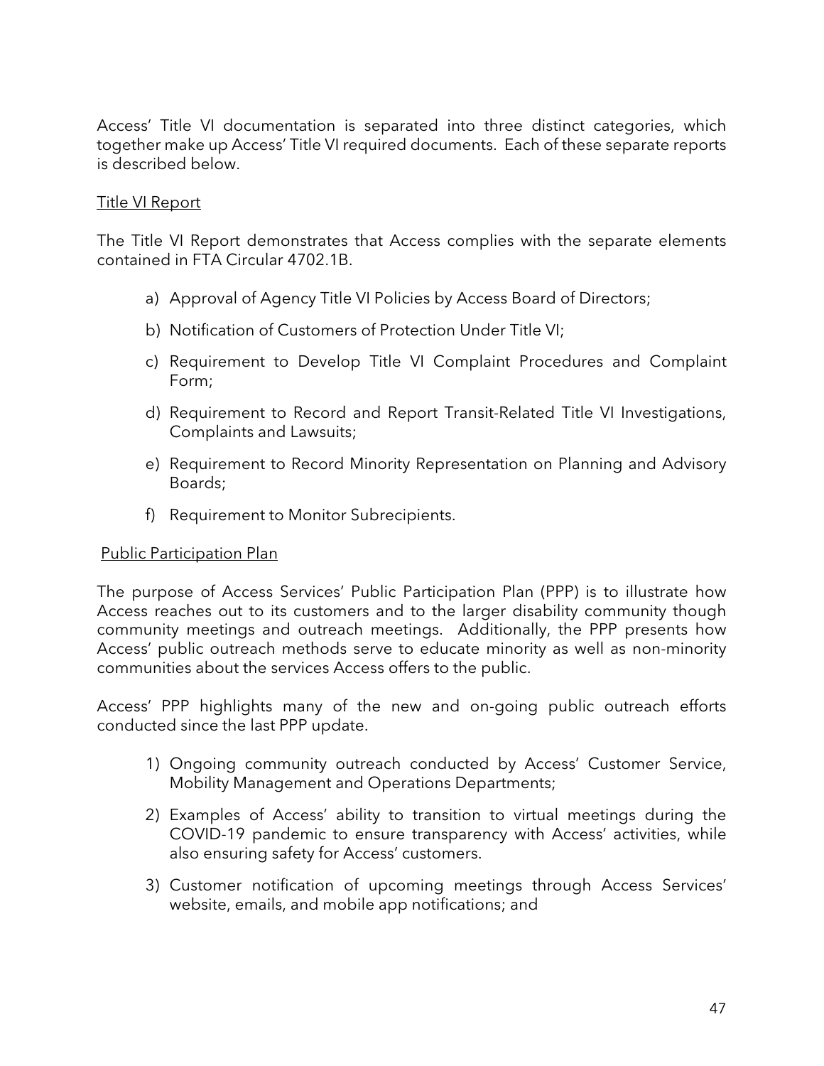Access' Title VI documentation is separated into three distinct categories, which together make up Access' Title VI required documents. Each of these separate reports is described below.

<u>Title VI Report</u>

The Title VI Report demonstrates that Access complies with the separate elements contained in FTA Circular 4702.1B.

a) Approval of Agency Title VI Policies by Access Board of Directors;

b) Notification of Customers of Protection Under Title VI;

c) Requirement to Develop Title VI Complaint Procedures and Complaint Form;

d) Requirement to Record and Report Transit-Related Title VI Investigations, Complaints and Lawsuits;

e) Requirement to Record Minority Representation on Planning and Advisory Boards;

f) Requirement to Monitor Subrecipients.

<u>Public Participation Plan</u>

The purpose of Access Services' Public Participation Plan (PPP) is to illustrate how Access reaches out to its customers and to the larger disability community though community meetings and outreach meetings. Additionally, the PPP presents how Access' public outreach methods serve to educate minority as well as non-minority communities about the services Access offers to the public.

Access' PPP highlights many of the new and on-going public outreach efforts conducted since the last PPP update.

1) Ongoing community outreach conducted by Access' Customer Service, Mobility Management and Operations Departments;

2) Examples of Access' ability to transition to virtual meetings during the COVID-19 pandemic to ensure transparency with Access' activities, while also ensuring safety for Access' customers.

3) Customer notification of upcoming meetings through Access Services' website, emails, and mobile app notifications; and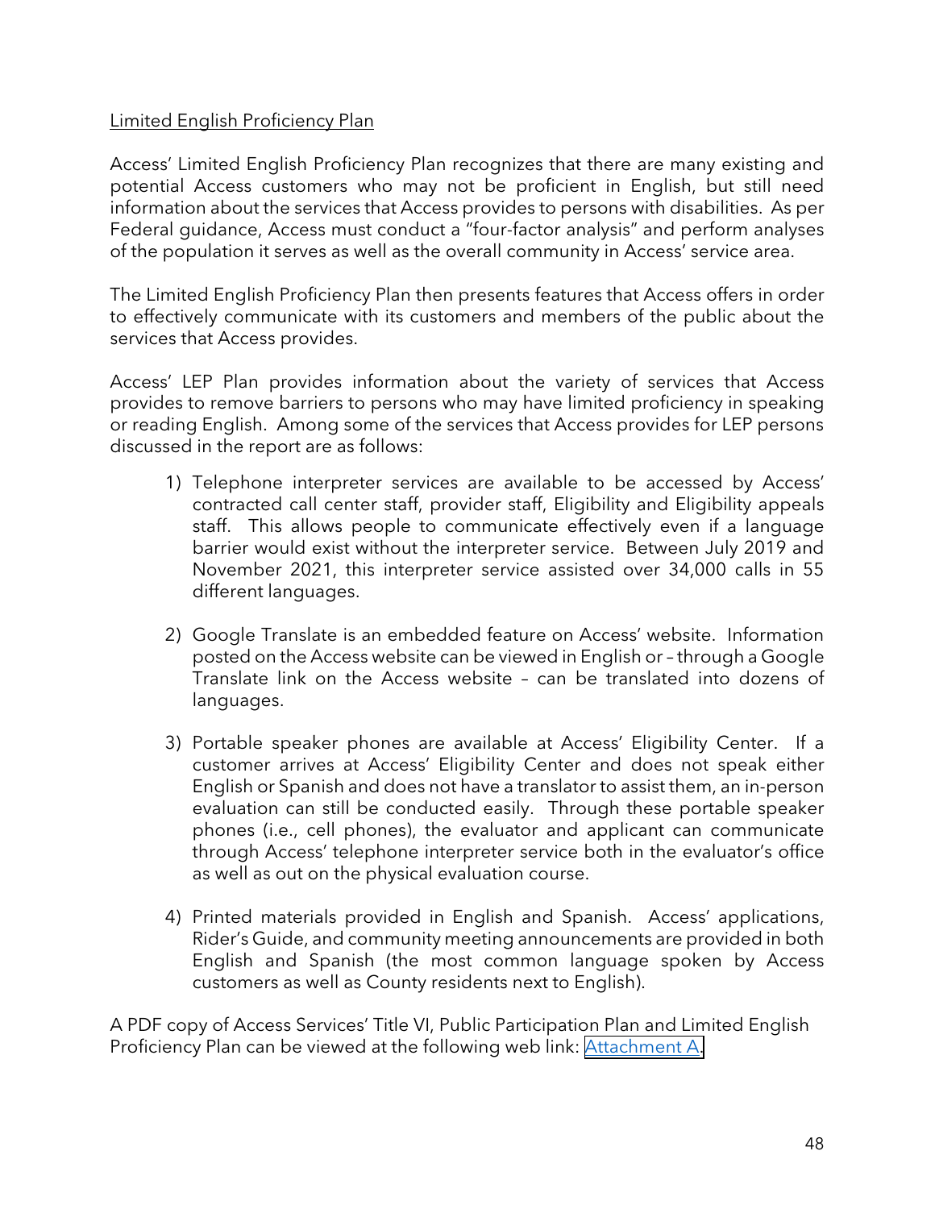## Limited English Proficiency Plan

Access' Limited English Proficiency Plan recognizes that there are many existing and potential Access customers who may not be proficient in English, but still need information about the services that Access provides to persons with disabilities. As per Federal guidance, Access must conduct a "four-factor analysis" and perform analyses of the population it serves as well as the overall community in Access' service area.

The Limited English Proficiency Plan then presents features that Access offers in order to effectively communicate with its customers and members of the public about the services that Access provides.

Access' LEP Plan provides information about the variety of services that Access provides to remove barriers to persons who may have limited proficiency in speaking or reading English. Among some of the services that Access provides for LEP persons discussed in the report are as follows:

1) Telephone interpreter services are available to be accessed by Access' contracted call center staff, provider staff, Eligibility and Eligibility appeals staff. This allows people to communicate effectively even if a language barrier would exist without the interpreter service. Between July 2019 and November 2021, this interpreter service assisted over 34,000 calls in 55 different languages.

2) Google Translate is an embedded feature on Access' website. Information posted on the Access website can be viewed in English or – through a Google Translate link on the Access website – can be translated into dozens of languages.

3) Portable speaker phones are available at Access' Eligibility Center. If a customer arrives at Access' Eligibility Center and does not speak either English or Spanish and does not have a translator to assist them, an in-person evaluation can still be conducted easily. Through these portable speaker phones (i.e., cell phones), the evaluator and applicant can communicate through Access' telephone interpreter service both in the evaluator's office as well as out on the physical evaluation course.

4) Printed materials provided in English and Spanish. Access' applications, Rider's Guide, and community meeting announcements are provided in both English and Spanish (the most common language spoken by Access customers as well as County residents next to English).

A PDF copy of Access Services' Title VI, Public Participation Plan and Limited English Proficiency Plan can be viewed at the following web link: Attachment A.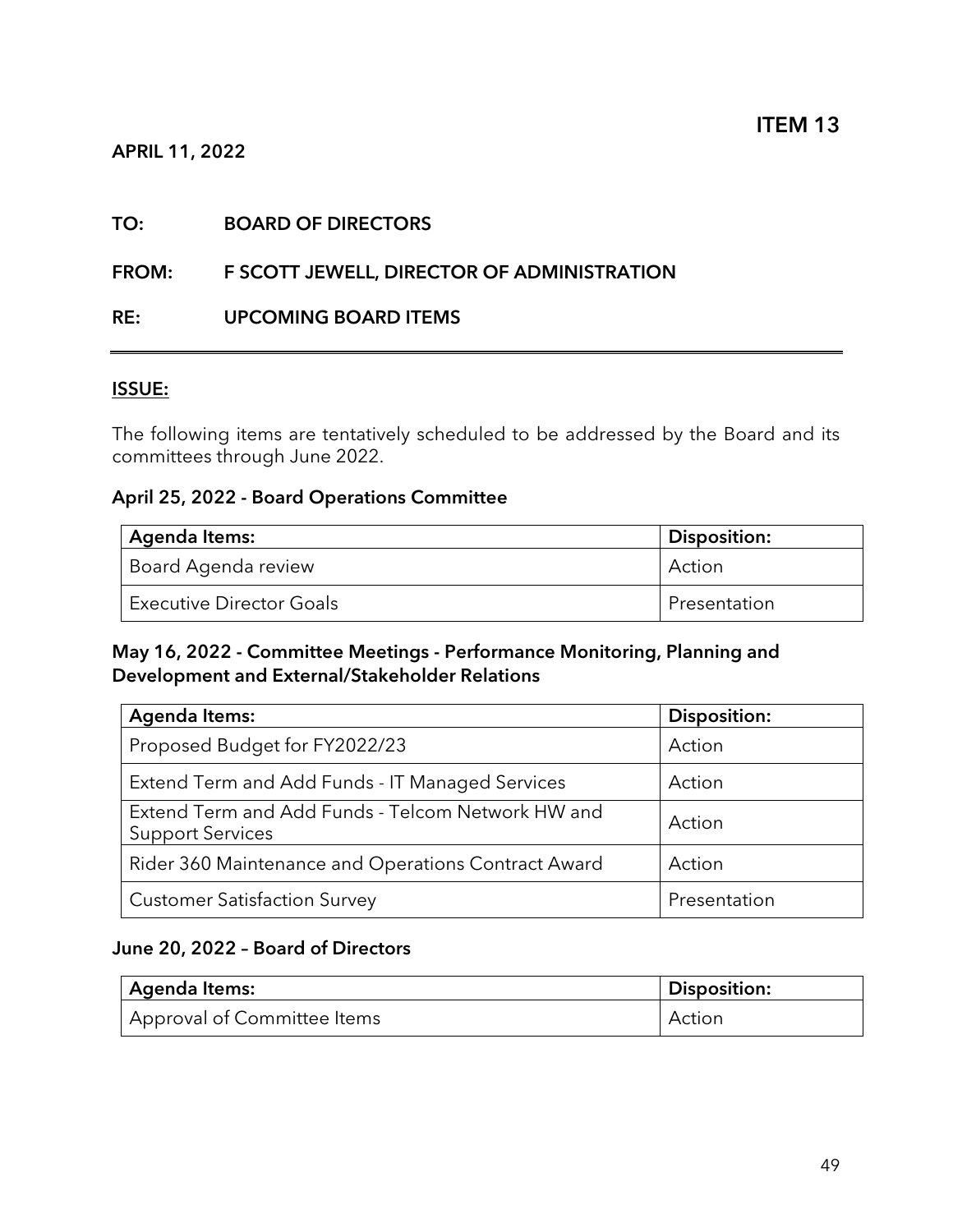**ITEM 13**

**APRIL 11, 2022**

**TO:** **BOARD OF DIRECTORS**

**FROM:** **F SCOTT JEWELL, DIRECTOR OF ADMINISTRATION**

**RE:** **UPCOMING BOARD ITEMS**

---

**ISSUE:**

The following items are tentatively scheduled to be addressed by the Board and its committees through June 2022.

### April 25, 2022 - Board Operations Committee

| Agenda Items: | Disposition: |
|---|---|
| Board Agenda review | Action |
| Executive Director Goals | Presentation |

### May 16, 2022 - Committee Meetings - Performance Monitoring, Planning and Development and External/Stakeholder Relations

| Agenda Items: | Disposition: |
|---|---|
| Proposed Budget for FY2022/23 | Action |
| Extend Term and Add Funds - IT Managed Services | Action |
| Extend Term and Add Funds - Telcom Network HW and Support Services | Action |
| Rider 360 Maintenance and Operations Contract Award | Action |
| Customer Satisfaction Survey | Presentation |

### June 20, 2022 – Board of Directors

| Agenda Items: | Disposition: |
|---|---|
| Approval of Committee Items | Action |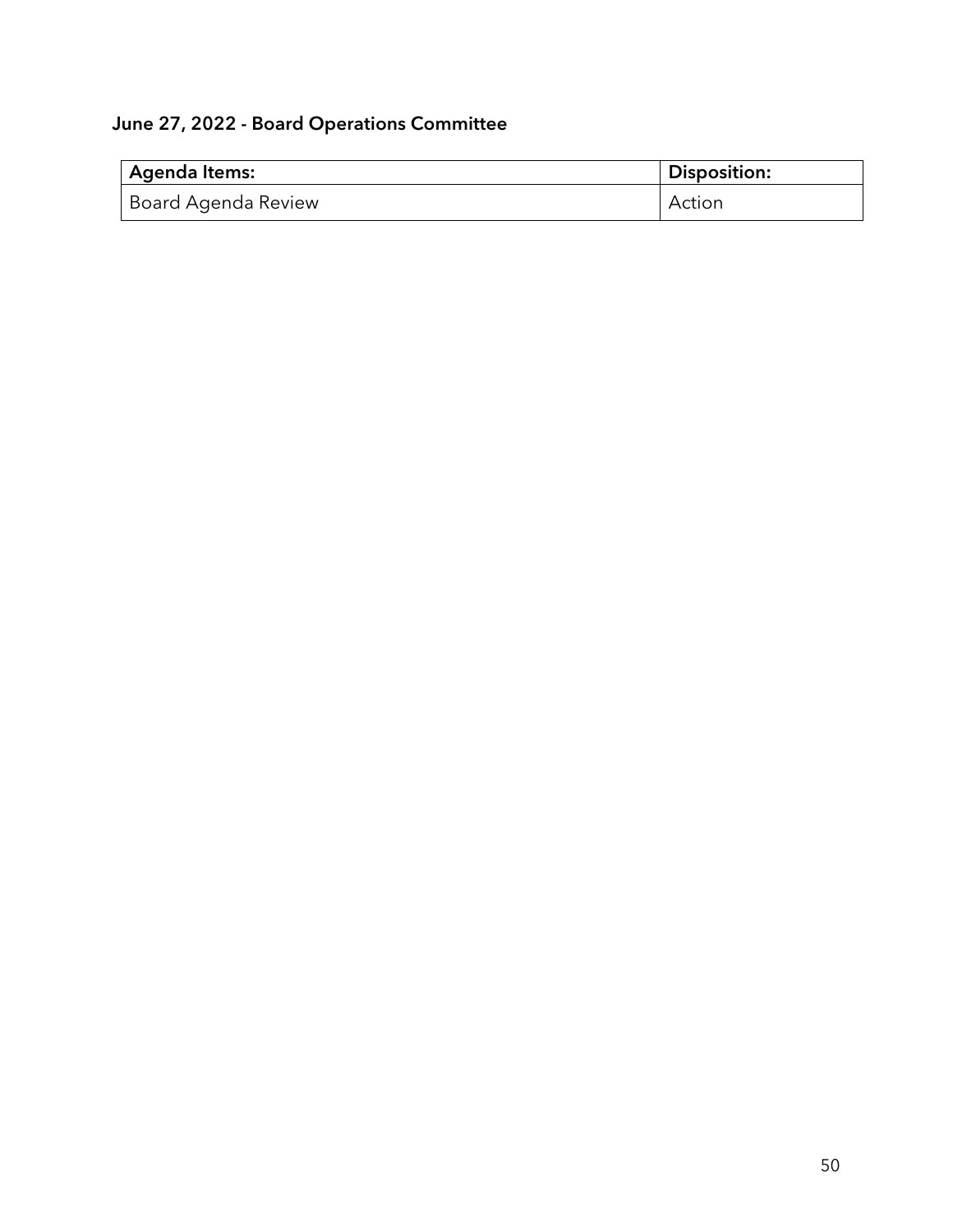### June 27, 2022 - Board Operations Committee

| Agenda Items: | Disposition: |
| --- | --- |
| Board Agenda Review | Action |